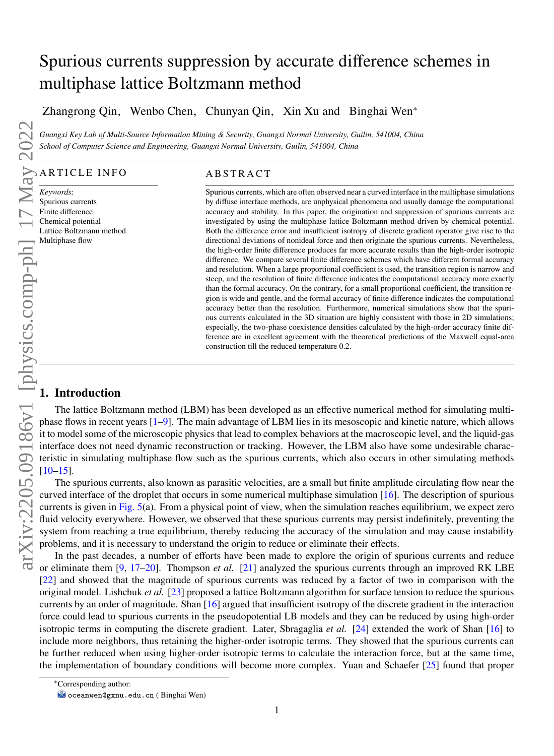# Spurious currents suppression by accurate difference schemes in multiphase lattice Boltzmann method

Zhangrong Qin, Wenbo Chen, Chunyan Qin, Xin Xu and Binghai Wen*

*Guangxi Key Lab of Multi-Source Information Mining & Security, Guangxi Normal University, Guilin, 541004, China*
*School of Computer Science and Engineering, Guangxi Normal University, Guilin, 541004, China*

## ARTICLE INFO

*Keywords*:
Spurious currents
Finite difference
Chemical potential
Lattice Boltzmann method
Multiphase flow

## ABSTRACT

Spurious currents, which are often observed near a curved interface in the multiphase simulations by diffuse interface methods, are unphysical phenomena and usually damage the computational accuracy and stability. In this paper, the origination and suppression of spurious currents are investigated by using the multiphase lattice Boltzmann method driven by chemical potential. Both the difference error and insufficient isotropy of discrete gradient operator give rise to the directional deviations of nonideal force and then originate the spurious currents. Nevertheless, the high-order finite difference produces far more accurate results than the high-order isotropic difference. We compare several finite difference schemes which have different formal accuracy and resolution. When a large proportional coefficient is used, the transition region is narrow and steep, and the resolution of finite difference indicates the computational accuracy more exactly than the formal accuracy. On the contrary, for a small proportional coefficient, the transition region is wide and gentle, and the formal accuracy of finite difference indicates the computational accuracy better than the resolution. Furthermore, numerical simulations show that the spurious currents calculated in the 3D situation are highly consistent with those in 2D simulations; especially, the two-phase coexistence densities calculated by the high-order accuracy finite difference are in excellent agreement with the theoretical predictions of the Maxwell equal-area construction till the reduced temperature 0.2.

## 1. Introduction

The lattice Boltzmann method (LBM) has been developed as an effective numerical method for simulating multiphase flows in recent years [1–9]. The main advantage of LBM lies in its mesoscopic and kinetic nature, which allows it to model some of the microscopic physics that lead to complex behaviors at the macroscopic level, and the liquid-gas interface does not need dynamic reconstruction or tracking. However, the LBM also have some undesirable characteristic in simulating multiphase flow such as the spurious currents, which also occurs in other simulating methods [10–15].

The spurious currents, also known as parasitic velocities, are a small but finite amplitude circulating flow near the curved interface of the droplet that occurs in some numerical multiphase simulation [16]. The description of spurious currents is given in Fig. 5(a). From a physical point of view, when the simulation reaches equilibrium, we expect zero fluid velocity everywhere. However, we observed that these spurious currents may persist indefinitely, preventing the system from reaching a true equilibrium, thereby reducing the accuracy of the simulation and may cause instability problems, and it is necessary to understand the origin to reduce or eliminate their effects.

In the past decades, a number of efforts have been made to explore the origin of spurious currents and reduce or eliminate them [9, 17–20]. Thompson *et al.* [21] analyzed the spurious currents through an improved RK LBE [22] and showed that the magnitude of spurious currents was reduced by a factor of two in comparison with the original model. Lishchuk *et al.* [23] proposed a lattice Boltzmann algorithm for surface tension to reduce the spurious currents by an order of magnitude. Shan [16] argued that insufficient isotropy of the discrete gradient in the interaction force could lead to spurious currents in the pseudopotential LB models and they can be reduced by using high-order isotropic terms in computing the discrete gradient. Later, Sbragaglia *et al.* [24] extended the work of Shan [16] to include more neighbors, thus retaining the higher-order isotropic terms. They showed that the spurious currents can be further reduced when using higher-order isotropic terms to calculate the interaction force, but at the same time, the implementation of boundary conditions will become more complex. Yuan and Schaefer [25] found that proper

*Corresponding author:
oceanwen@gxnu.edu.cn ( Binghai Wen)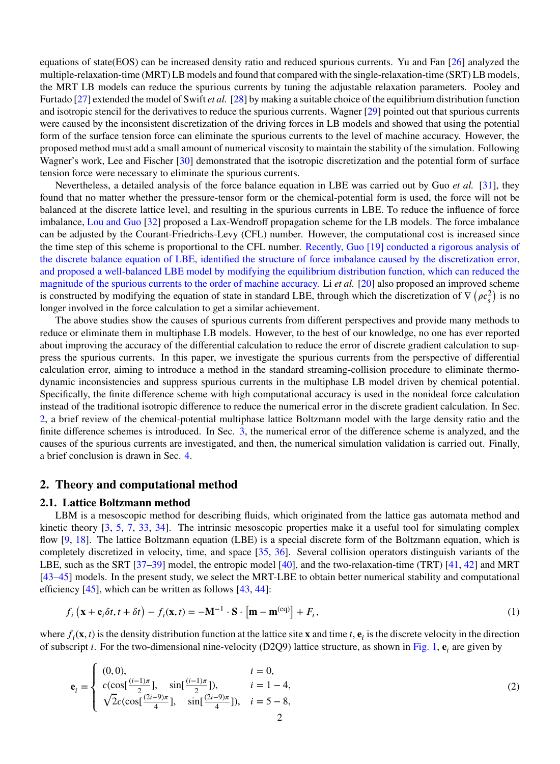equations of state(EOS) can be increased density ratio and reduced spurious currents. Yu and Fan [26] analyzed the multiple-relaxation-time (MRT) LB models and found that compared with the single-relaxation-time (SRT) LB models, the MRT LB models can reduce the spurious currents by tuning the adjustable relaxation parameters. Pooley and Furtado [27] extended the model of Swift *et al.* [28] by making a suitable choice of the equilibrium distribution function and isotropic stencil for the derivatives to reduce the spurious currents. Wagner [29] pointed out that spurious currents were caused by the inconsistent discretization of the driving forces in LB models and showed that using the potential form of the surface tension force can eliminate the spurious currents to the level of machine accuracy. However, the proposed method must add a small amount of numerical viscosity to maintain the stability of the simulation. Following Wagner's work, Lee and Fischer [30] demonstrated that the isotropic discretization and the potential form of surface tension force were necessary to eliminate the spurious currents.

Nevertheless, a detailed analysis of the force balance equation in LBE was carried out by Guo *et al.* [31], they found that no matter whether the pressure-tensor form or the chemical-potential form is used, the force will not be balanced at the discrete lattice level, and resulting in the spurious currents in LBE. To reduce the influence of force imbalance, Lou and Guo [32] proposed a Lax-Wendroff propagation scheme for the LB models. The force imbalance can be adjusted by the Courant-Friedrichs-Levy (CFL) number. However, the computational cost is increased since the time step of this scheme is proportional to the CFL number. Recently, Guo [19] conducted a rigorous analysis of the discrete balance equation of LBE, identified the structure of force imbalance caused by the discretization error, and proposed a well-balanced LBE model by modifying the equilibrium distribution function, which can reduced the magnitude of the spurious currents to the order of machine accuracy. Li *et al.* [20] also proposed an improved scheme is constructed by modifying the equation of state in standard LBE, through which the discretization of $\nabla\left(\rho c_s^2\right)$ is no longer involved in the force calculation to get a similar achievement.

The above studies show the causes of spurious currents from different perspectives and provide many methods to reduce or eliminate them in multiphase LB models. However, to the best of our knowledge, no one has ever reported about improving the accuracy of the differential calculation to reduce the error of discrete gradient calculation to suppress the spurious currents. In this paper, we investigate the spurious currents from the perspective of differential calculation error, aiming to introduce a method in the standard streaming-collision procedure to eliminate thermodynamic inconsistencies and suppress spurious currents in the multiphase LB model driven by chemical potential. Specifically, the finite difference scheme with high computational accuracy is used in the nonideal force calculation instead of the traditional isotropic difference to reduce the numerical error in the discrete gradient calculation. In Sec. 2, a brief review of the chemical-potential multiphase lattice Boltzmann model with the large density ratio and the finite difference schemes is introduced. In Sec. 3, the numerical error of the difference scheme is analyzed, and the causes of the spurious currents are investigated, and then, the numerical simulation validation is carried out. Finally, a brief conclusion is drawn in Sec. 4.

## 2. Theory and computational method

### 2.1. Lattice Boltzmann method

LBM is a mesoscopic method for describing fluids, which originated from the lattice gas automata method and kinetic theory [3, 5, 7, 33, 34]. The intrinsic mesoscopic properties make it a useful tool for simulating complex flow [9, 18]. The lattice Boltzmann equation (LBE) is a special discrete form of the Boltzmann equation, which is completely discretized in velocity, time, and space [35, 36]. Several collision operators distinguish variants of the LBE, such as the SRT [37–39] model, the entropic model [40], and the two-relaxation-time (TRT) [41, 42] and MRT [43–45] models. In the present study, we select the MRT-LBE to obtain better numerical stability and computational efficiency [45], which can be written as follows [43, 44]:

$$f_i\left(\mathbf{x}+\mathbf{e}_i\delta t, t+\delta t\right) - f_i(\mathbf{x},t) = -\mathbf{M}^{-1}\cdot\mathbf{S}\cdot\left[\mathbf{m}-\mathbf{m}^{(\mathrm{eq})}\right] + F_i, \tag{1}$$

where $f_i(\mathbf{x},t)$ is the density distribution function at the lattice site $\mathbf{x}$ and time $t$, $\mathbf{e}_i$ is the discrete velocity in the direction of subscript $i$. For the two-dimensional nine-velocity (D2Q9) lattice structure, as shown in Fig. 1, $\mathbf{e}_i$ are given by

$$\mathbf{e}_i = \begin{cases} (0,0), & i=0, \\ c(\cos[\frac{(i-1)\pi}{2}], \quad \sin[\frac{(i-1)\pi}{2}]), & i=1-4, \\ \sqrt{2}c(\cos[\frac{(2i-9)\pi}{4}], \quad \sin[\frac{(2i-9)\pi}{4}]), & i=5-8, \end{cases} \tag{2}$$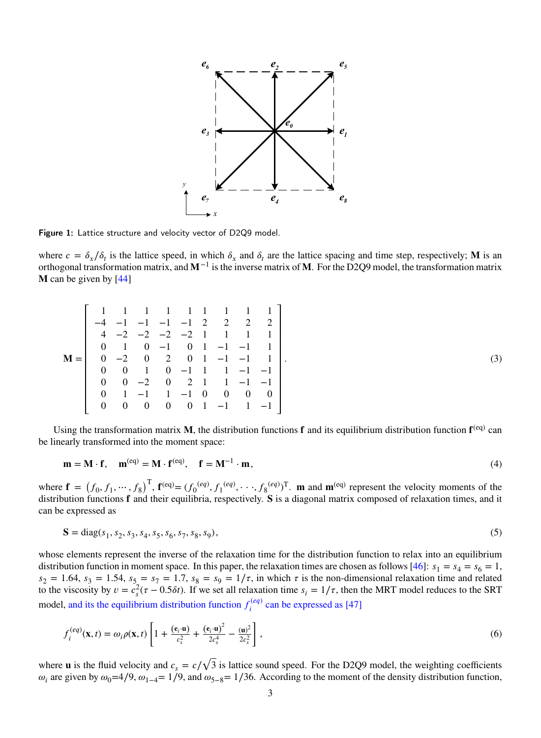Figure 1: Lattice structure and velocity vector of D2Q9 model.

where $c = \delta_x/\delta_t$ is the lattice speed, in which $\delta_x$ and $\delta_t$ are the lattice spacing and time step, respectively; $\mathbf{M}$ is an orthogonal transformation matrix, and $\mathbf{M}^{-1}$ is the inverse matrix of $\mathbf{M}$. For the D2Q9 model, the transformation matrix $\mathbf{M}$ can be given by [44]

$$\mathbf{M} = \begin{bmatrix} 1 & 1 & 1 & 1 & 1 & 1 & 1 & 1 & 1 \\ -4 & -1 & -1 & -1 & -1 & 2 & 2 & 2 & 2 \\ 4 & -2 & -2 & -2 & -2 & 1 & 1 & 1 & 1 \\ 0 & 1 & 0 & -1 & 0 & 1 & -1 & -1 & 1 \\ 0 & -2 & 0 & 2 & 0 & 1 & -1 & -1 & 1 \\ 0 & 0 & 1 & 0 & -1 & 1 & 1 & -1 & -1 \\ 0 & 0 & -2 & 0 & 2 & 1 & 1 & -1 & -1 \\ 0 & 1 & -1 & 1 & -1 & 0 & 0 & 0 & 0 \\ 0 & 0 & 0 & 0 & 0 & 1 & -1 & 1 & -1 \end{bmatrix}. \tag{3}$$

Using the transformation matrix $\mathbf{M}$, the distribution functions $\mathbf{f}$ and its equilibrium distribution function $\mathbf{f}^{(\mathrm{eq})}$ can be linearly transformed into the moment space:

$$\mathbf{m} = \mathbf{M} \cdot \mathbf{f}, \quad \mathbf{m}^{(\mathrm{eq})} = \mathbf{M} \cdot \mathbf{f}^{(\mathrm{eq})}, \quad \mathbf{f} = \mathbf{M}^{-1} \cdot \mathbf{m}, \tag{4}$$

where $\mathbf{f} = \left(f_0, f_1, \cdots, f_8\right)^{\mathrm{T}}$, $\mathbf{f}^{(\mathrm{eq})} = ({f_0}^{(eq)}, {f_1}^{(eq)}, \cdots, {f_8}^{(eq)})^{\mathrm{T}}$. $\mathbf{m}$ and $\mathbf{m}^{(\mathrm{eq})}$ represent the velocity moments of the distribution functions $\mathbf{f}$ and their equilibria, respectively. $\mathbf{S}$ is a diagonal matrix composed of relaxation times, and it can be expressed as

$$\mathbf{S} = \mathrm{diag}(s_1, s_2, s_3, s_4, s_5, s_6, s_7, s_8, s_9), \tag{5}$$

whose elements represent the inverse of the relaxation time for the distribution function to relax into an equilibrium distribution function in moment space. In this paper, the relaxation times are chosen as follows [46]: $s_1 = s_4 = s_6 = 1$, $s_2 = 1.64$, $s_3 = 1.54$, $s_5 = s_7 = 1.7$, $s_8 = s_9 = 1/\tau$, in which $\tau$ is the non-dimensional relaxation time and related to the viscosity by $\upsilon = c_s^2(\tau - 0.5\delta t)$. If we set all relaxation time $s_i = 1/\tau$, then the MRT model reduces to the SRT model, and its the equilibrium distribution function $f_i^{(eq)}$ can be expressed as [47]

$$f_i^{(eq)}(\mathbf{x}, t) = \omega_i \rho(\mathbf{x}, t) \left[1 + \frac{(\mathbf{e}_i \cdot \mathbf{u})}{c_s^2} + \frac{(\mathbf{e}_i \cdot \mathbf{u})^2}{2c_s^4} - \frac{(\mathbf{u})^2}{2c_s^2}\right], \tag{6}$$

where $\mathbf{u}$ is the fluid velocity and $c_s = c/\sqrt{3}$ is lattice sound speed. For the D2Q9 model, the weighting coefficients $\omega_i$ are given by $\omega_0$=4/9, $\omega_{1-4}$= 1/9, and $\omega_{5-8}$= 1/36. According to the moment of the density distribution function,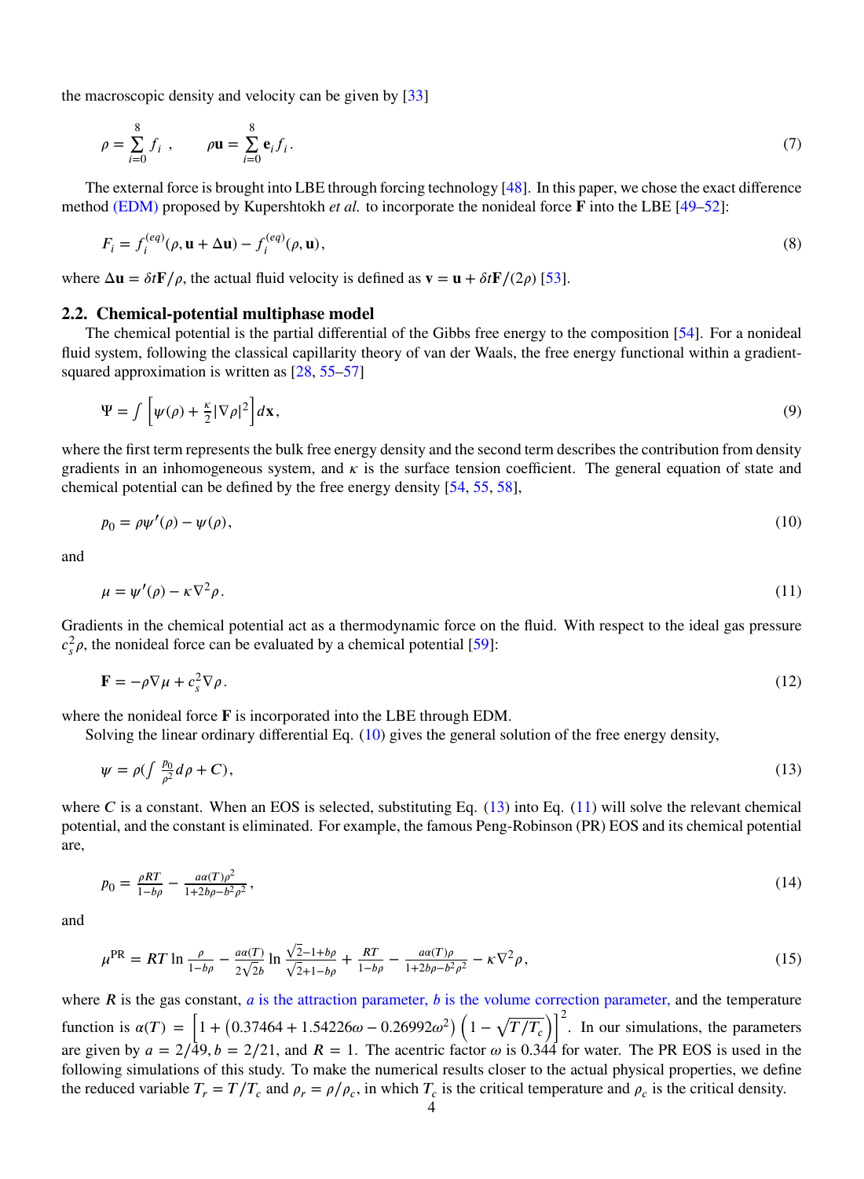the macroscopic density and velocity can be given by [33]

$$\rho = \sum_{i=0}^{8} f_i \ , \qquad \rho \mathbf{u} = \sum_{i=0}^{8} \mathbf{e}_i f_i . \tag{7}$$

The external force is brought into LBE through forcing technology [48]. In this paper, we chose the exact difference method (EDM) proposed by Kupershtokh *et al.* to incorporate the nonideal force $\mathbf{F}$ into the LBE [49–52]:

$$F_i = f_i^{(eq)}(\rho, \mathbf{u} + \Delta \mathbf{u}) - f_i^{(eq)}(\rho, \mathbf{u}), \tag{8}$$

where $\Delta \mathbf{u} = \delta t \mathbf{F}/\rho$, the actual fluid velocity is defined as $\mathbf{v} = \mathbf{u} + \delta t \mathbf{F}/(2\rho)$ [53].

## 2.2. Chemical-potential multiphase model

The chemical potential is the partial differential of the Gibbs free energy to the composition [54]. For a nonideal fluid system, following the classical capillarity theory of van der Waals, the free energy functional within a gradient-squared approximation is written as [28, 55–57]

$$\Psi = \int \left[ \psi(\rho) + \frac{\kappa}{2} |\nabla \rho|^2 \right] d\mathbf{x}, \tag{9}$$

where the first term represents the bulk free energy density and the second term describes the contribution from density gradients in an inhomogeneous system, and $\kappa$ is the surface tension coefficient. The general equation of state and chemical potential can be defined by the free energy density [54, 55, 58],

$$p_0 = \rho \psi'(\rho) - \psi(\rho), \tag{10}$$

and

$$\mu = \psi'(\rho) - \kappa \nabla^2 \rho. \tag{11}$$

Gradients in the chemical potential act as a thermodynamic force on the fluid. With respect to the ideal gas pressure $c_s^2 \rho$, the nonideal force can be evaluated by a chemical potential [59]:

$$\mathbf{F} = -\rho \nabla \mu + c_s^2 \nabla \rho. \tag{12}$$

where the nonideal force $\mathbf{F}$ is incorporated into the LBE through EDM.

Solving the linear ordinary differential Eq. (10) gives the general solution of the free energy density,

$$\psi = \rho \left( \int \frac{p_0}{\rho^2} d\rho + C \right), \tag{13}$$

where $C$ is a constant. When an EOS is selected, substituting Eq. (13) into Eq. (11) will solve the relevant chemical potential, and the constant is eliminated. For example, the famous Peng-Robinson (PR) EOS and its chemical potential are,

$$p_0 = \frac{\rho R T}{1 - b\rho} - \frac{a\alpha(T)\rho^2}{1 + 2b\rho - b^2\rho^2}, \tag{14}$$

and

$$\mu^{\mathrm{PR}} = RT \ln \frac{\rho}{1 - b\rho} - \frac{a\alpha(T)}{2\sqrt{2}b} \ln \frac{\sqrt{2} - 1 + b\rho}{\sqrt{2} + 1 - b\rho} + \frac{RT}{1 - b\rho} - \frac{a\alpha(T)\rho}{1 + 2b\rho - b^2\rho^2} - \kappa \nabla^2 \rho, \tag{15}$$

where $R$ is the gas constant, $a$ is the attraction parameter, $b$ is the volume correction parameter, and the temperature function is $\alpha(T) = \left[ 1 + \left( 0.37464 + 1.54226\omega - 0.26992\omega^2 \right) \left( 1 - \sqrt{T/T_c} \right) \right]^2$. In our simulations, the parameters are given by $a = 2/49, b = 2/21$, and $R = 1$. The acentric factor $\omega$ is 0.344 for water. The PR EOS is used in the following simulations of this study. To make the numerical results closer to the actual physical properties, we define the reduced variable $T_r = T/T_c$ and $\rho_r = \rho/\rho_c$, in which $T_c$ is the critical temperature and $\rho_c$ is the critical density.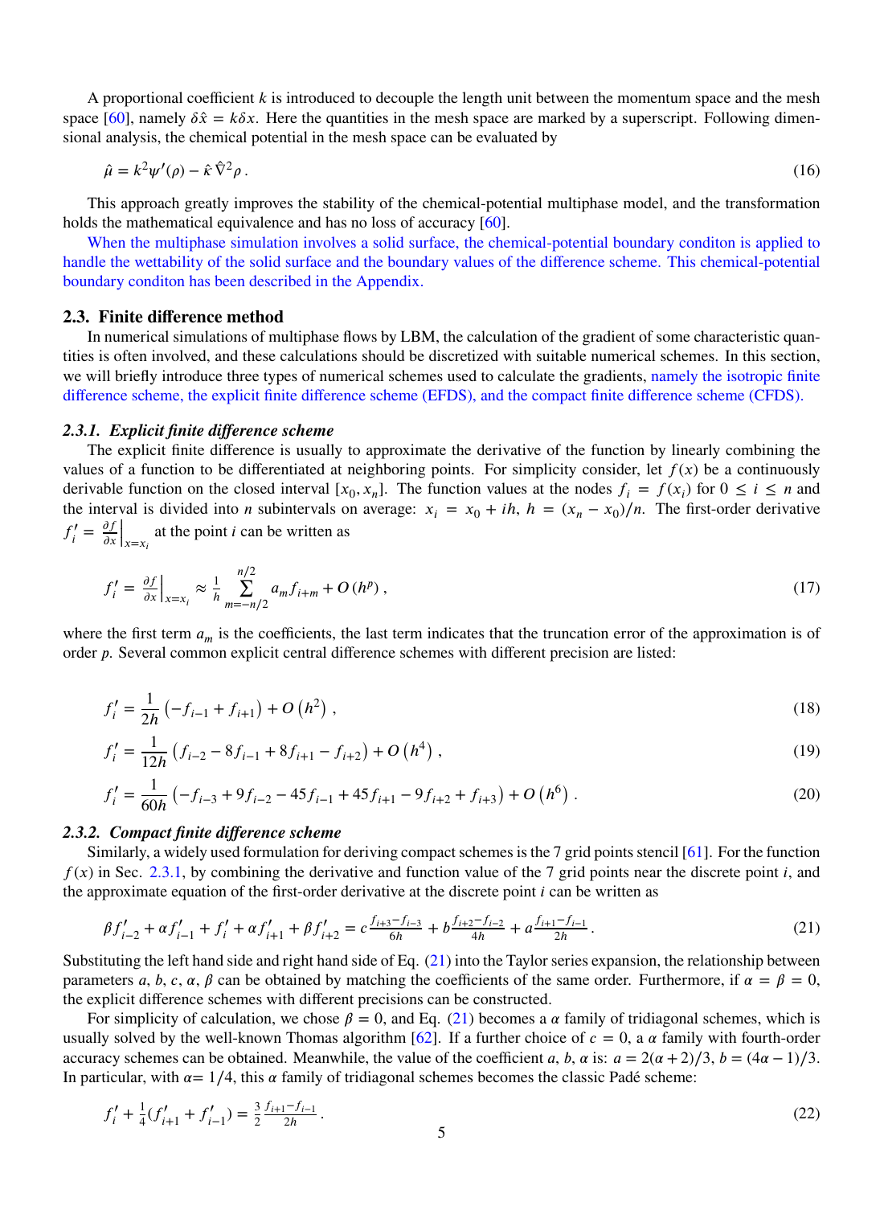A proportional coefficient $k$ is introduced to decouple the length unit between the momentum space and the mesh space [60], namely $\delta\hat{x} = k\delta x$. Here the quantities in the mesh space are marked by a superscript. Following dimensional analysis, the chemical potential in the mesh space can be evaluated by

$$\hat{\mu} = k^2\psi'(\rho) - \hat{\kappa}\,\hat{\nabla}^2\rho\,. \tag{16}$$

This approach greatly improves the stability of the chemical-potential multiphase model, and the transformation holds the mathematical equivalence and has no loss of accuracy [60].

When the multiphase simulation involves a solid surface, the chemical-potential boundary conditon is applied to handle the wettability of the solid surface and the boundary values of the difference scheme. This chemical-potential boundary conditon has been described in the Appendix.

### 2.3. Finite difference method

In numerical simulations of multiphase flows by LBM, the calculation of the gradient of some characteristic quantities is often involved, and these calculations should be discretized with suitable numerical schemes. In this section, we will briefly introduce three types of numerical schemes used to calculate the gradients, namely the isotropic finite difference scheme, the explicit finite difference scheme (EFDS), and the compact finite difference scheme (CFDS).

#### *2.3.1. Explicit finite difference scheme*

The explicit finite difference is usually to approximate the derivative of the function by linearly combining the values of a function to be differentiated at neighboring points. For simplicity consider, let $f(x)$ be a continuously derivable function on the closed interval $[x_0, x_n]$. The function values at the nodes $f_i = f(x_i)$ for $0 \le i \le n$ and the interval is divided into $n$ subintervals on average: $x_i = x_0 + ih$, $h = (x_n - x_0)/n$. The first-order derivative $f_i' = \frac{\partial f}{\partial x}\Big|_{x=x_i}$ at the point $i$ can be written as

$$f_i' = \frac{\partial f}{\partial x}\Big|_{x=x_i} \approx \frac{1}{h}\sum_{m=-n/2}^{n/2} a_m f_{i+m} + O\left(h^p\right), \tag{17}$$

where the first term $a_m$ is the coefficients, the last term indicates that the truncation error of the approximation is of order $p$. Several common explicit central difference schemes with different precision are listed:

$$f_i' = \frac{1}{2h}\left(-f_{i-1} + f_{i+1}\right) + O\left(h^2\right), \tag{18}$$

$$f_i' = \frac{1}{12h}\left(f_{i-2} - 8f_{i-1} + 8f_{i+1} - f_{i+2}\right) + O\left(h^4\right), \tag{19}$$

$$f_i' = \frac{1}{60h}\left(-f_{i-3} + 9f_{i-2} - 45f_{i-1} + 45f_{i+1} - 9f_{i+2} + f_{i+3}\right) + O\left(h^6\right). \tag{20}$$

#### *2.3.2. Compact finite difference scheme*

Similarly, a widely used formulation for deriving compact schemes is the 7 grid points stencil [61]. For the function $f(x)$ in Sec. 2.3.1, by combining the derivative and function value of the 7 grid points near the discrete point $i$, and the approximate equation of the first-order derivative at the discrete point $i$ can be written as

$$\beta f_{i-2}' + \alpha f_{i-1}' + f_i' + \alpha f_{i+1}' + \beta f_{i+2}' = c\frac{f_{i+3} - f_{i-3}}{6h} + b\frac{f_{i+2} - f_{i-2}}{4h} + a\frac{f_{i+1} - f_{i-1}}{2h}. \tag{21}$$

Substituting the left hand side and right hand side of Eq. (21) into the Taylor series expansion, the relationship between parameters $a$, $b$, $c$, $\alpha$, $\beta$ can be obtained by matching the coefficients of the same order. Furthermore, if $\alpha = \beta = 0$, the explicit difference schemes with different precisions can be constructed.

For simplicity of calculation, we chose $\beta = 0$, and Eq. (21) becomes a $\alpha$ family of tridiagonal schemes, which is usually solved by the well-known Thomas algorithm [62]. If a further choice of $c = 0$, a $\alpha$ family with fourth-order accuracy schemes can be obtained. Meanwhile, the value of the coefficient $a$, $b$, $\alpha$ is: $a = 2(\alpha + 2)/3$, $b = (4\alpha - 1)/3$. In particular, with $\alpha = 1/4$, this $\alpha$ family of tridiagonal schemes becomes the classic Padé scheme:

$$f_i' + \frac{1}{4}(f_{i+1}' + f_{i-1}') = \frac{3}{2}\frac{f_{i+1} - f_{i-1}}{2h}. \tag{22}$$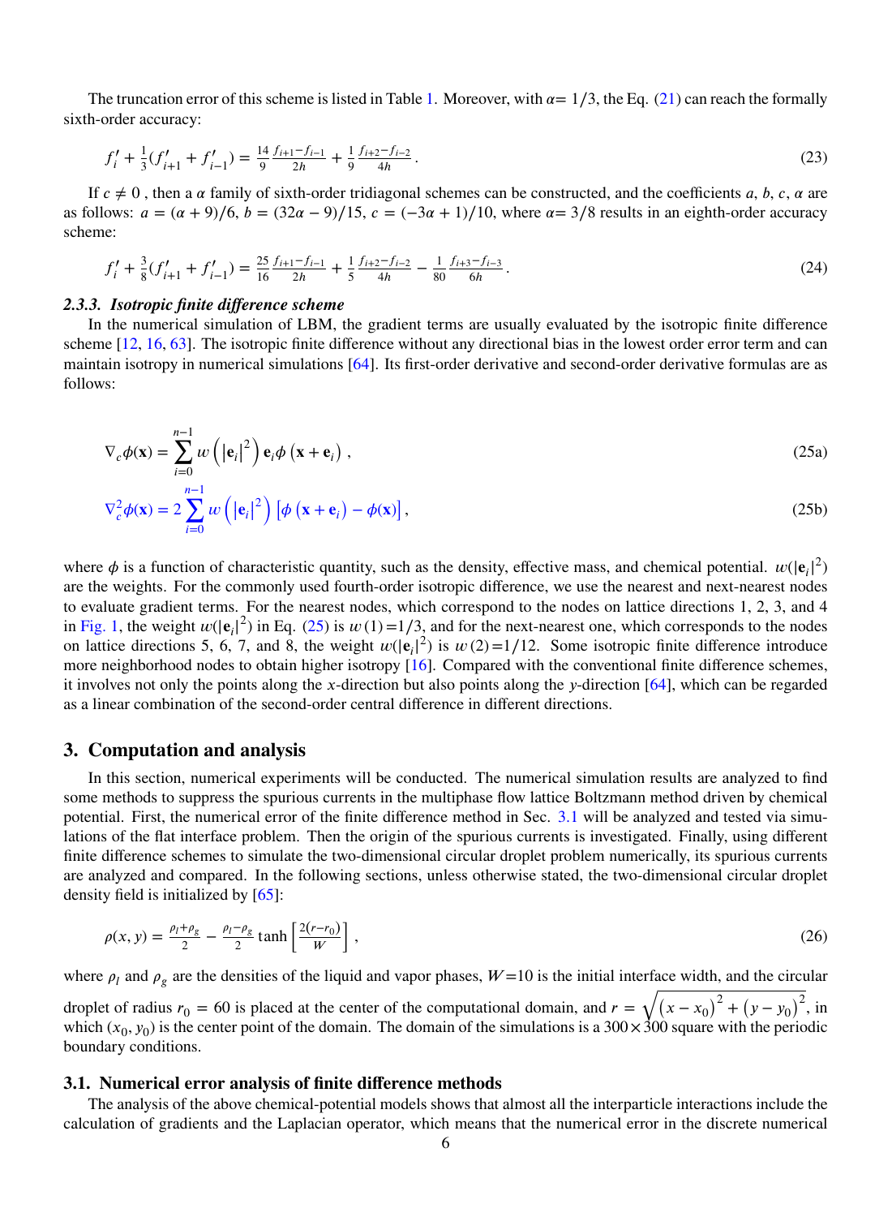The truncation error of this scheme is listed in Table 1. Moreover, with $\alpha = 1/3$, the Eq. (21) can reach the formally sixth-order accuracy:

$$f'_i + \frac{1}{3}(f'_{i+1} + f'_{i-1}) = \frac{14}{9}\frac{f_{i+1}-f_{i-1}}{2h} + \frac{1}{9}\frac{f_{i+2}-f_{i-2}}{4h}. \tag{23}$$

If $c \neq 0$ , then a $\alpha$ family of sixth-order tridiagonal schemes can be constructed, and the coefficients $a$, $b$, $c$, $\alpha$ are as follows: $a = (\alpha + 9)/6$, $b = (32\alpha - 9)/15$, $c = (-3\alpha + 1)/10$, where $\alpha = 3/8$ results in an eighth-order accuracy scheme:

$$f'_i + \frac{3}{8}(f'_{i+1} + f'_{i-1}) = \frac{25}{16}\frac{f_{i+1}-f_{i-1}}{2h} + \frac{1}{5}\frac{f_{i+2}-f_{i-2}}{4h} - \frac{1}{80}\frac{f_{i+3}-f_{i-3}}{6h}. \tag{24}$$

#### 2.3.3. *Isotropic finite difference scheme*

In the numerical simulation of LBM, the gradient terms are usually evaluated by the isotropic finite difference scheme [12, 16, 63]. The isotropic finite difference without any directional bias in the lowest order error term and can maintain isotropy in numerical simulations [64]. Its first-order derivative and second-order derivative formulas are as follows:

$$\nabla_c \phi(\mathbf{x}) = \sum_{i=0}^{n-1} w\left(\left|\mathbf{e}_i\right|^2\right)\mathbf{e}_i \phi\left(\mathbf{x} + \mathbf{e}_i\right), \tag{25a}$$

$$\nabla_c^2 \phi(\mathbf{x}) = 2\sum_{i=0}^{n-1} w\left(\left|\mathbf{e}_i\right|^2\right)\left[\phi\left(\mathbf{x} + \mathbf{e}_i\right) - \phi(\mathbf{x})\right], \tag{25b}$$

where $\phi$ is a function of characteristic quantity, such as the density, effective mass, and chemical potential. $w(|\mathbf{e}_i|^2)$ are the weights. For the commonly used fourth-order isotropic difference, we use the nearest and next-nearest nodes to evaluate gradient terms. For the nearest nodes, which correspond to the nodes on lattice directions 1, 2, 3, and 4 in Fig. 1, the weight $w(|\mathbf{e}_i|^2)$ in Eq. (25) is $w(1) = 1/3$, and for the next-nearest one, which corresponds to the nodes on lattice directions 5, 6, 7, and 8, the weight $w(|\mathbf{e}_i|^2)$ is $w(2) = 1/12$. Some isotropic finite difference introduce more neighborhood nodes to obtain higher isotropy [16]. Compared with the conventional finite difference schemes, it involves not only the points along the $x$-direction but also points along the $y$-direction [64], which can be regarded as a linear combination of the second-order central difference in different directions.

## 3. Computation and analysis

In this section, numerical experiments will be conducted. The numerical simulation results are analyzed to find some methods to suppress the spurious currents in the multiphase flow lattice Boltzmann method driven by chemical potential. First, the numerical error of the finite difference method in Sec. 3.1 will be analyzed and tested via simulations of the flat interface problem. Then the origin of the spurious currents is investigated. Finally, using different finite difference schemes to simulate the two-dimensional circular droplet problem numerically, its spurious currents are analyzed and compared. In the following sections, unless otherwise stated, the two-dimensional circular droplet density field is initialized by [65]:

$$\rho(x, y) = \frac{\rho_l + \rho_g}{2} - \frac{\rho_l - \rho_g}{2}\tanh\left[\frac{2(r - r_0)}{W}\right], \tag{26}$$

where $\rho_l$ and $\rho_g$ are the densities of the liquid and vapor phases, $W = 10$ is the initial interface width, and the circular droplet of radius $r_0 = 60$ is placed at the center of the computational domain, and $r = \sqrt{\left(x - x_0\right)^2 + \left(y - y_0\right)^2}$, in which $(x_0, y_0)$ is the center point of the domain. The domain of the simulations is a $300 \times 300$ square with the periodic boundary conditions.

### 3.1. Numerical error analysis of finite difference methods

The analysis of the above chemical-potential models shows that almost all the interparticle interactions include the calculation of gradients and the Laplacian operator, which means that the numerical error in the discrete numerical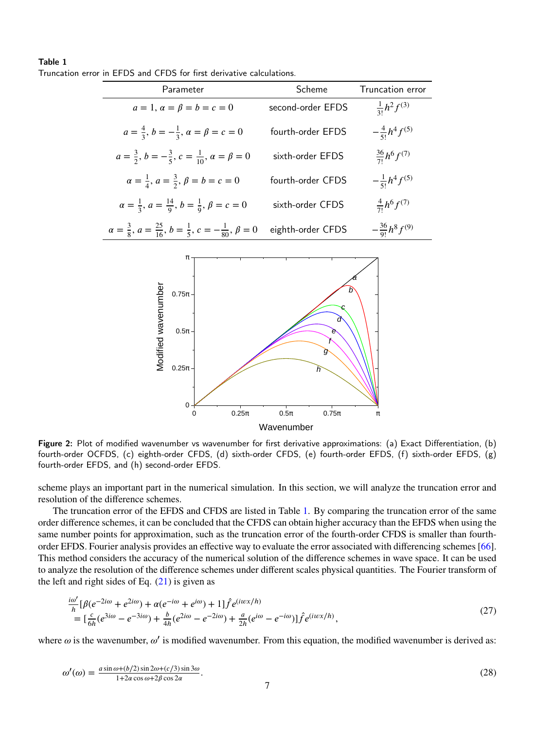**Table 1**
Truncation error in EFDS and CFDS for first derivative calculations.

| Parameter | Scheme | Truncation error |
|---|---|---|
| $a = 1$, $\alpha = \beta = b = c = 0$ | second-order EFDS | $\frac{1}{3!}h^2 f^{(3)}$ |
| $a = \frac{4}{3}$, $b = -\frac{1}{3}$, $\alpha = \beta = c = 0$ | fourth-order EFDS | $-\frac{4}{5!}h^4 f^{(5)}$ |
| $a = \frac{3}{2}$, $b = -\frac{3}{5}$, $c = \frac{1}{10}$, $\alpha = \beta = 0$ | sixth-order EFDS | $\frac{36}{7!}h^6 f^{(7)}$ |
| $\alpha = \frac{1}{4}$, $a = \frac{3}{2}$, $\beta = b = c = 0$ | fourth-order CFDS | $-\frac{1}{5!}h^4 f^{(5)}$ |
| $\alpha = \frac{1}{3}$, $a = \frac{14}{9}$, $b = \frac{1}{9}$, $\beta = c = 0$ | sixth-order CFDS | $\frac{4}{7!}h^6 f^{(7)}$ |
| $\alpha = \frac{3}{8}$, $a = \frac{25}{16}$, $b = \frac{1}{5}$, $c = -\frac{1}{80}$, $\beta = 0$ | eighth-order CFDS | $-\frac{36}{9!}h^8 f^{(9)}$ |

**Figure 2:** Plot of modified wavenumber vs wavenumber for first derivative approximations: (a) Exact Differentiation, (b) fourth-order OCFDS, (c) eighth-order CFDS, (d) sixth-order CFDS, (e) fourth-order EFDS, (f) sixth-order EFDS, (g) fourth-order EFDS, and (h) second-order EFDS.

scheme plays an important part in the numerical simulation. In this section, we will analyze the truncation error and resolution of the difference schemes.

The truncation error of the EFDS and CFDS are listed in Table 1. By comparing the truncation error of the same order difference schemes, it can be concluded that the CFDS can obtain higher accuracy than the EFDS when using the same number points for approximation, such as the truncation error of the fourth-order CFDS is smaller than fourth-order EFDS. Fourier analysis provides an effective way to evaluate the error associated with differencing schemes [66]. This method considers the accuracy of the numerical solution of the difference schemes in wave space. It can be used to analyze the resolution of the difference schemes under different scales physical quantities. The Fourier transform of the left and right sides of Eq. (21) is given as

$$
\begin{aligned}
&\tfrac{i\omega'}{h}[\beta(e^{-2i\omega} + e^{2i\omega}) + \alpha(e^{-i\omega} + e^{i\omega}) + 1]\hat{f}e^{(iwx/h)} \\
&= [\tfrac{c}{6h}(e^{3i\omega} - e^{-3i\omega}) + \tfrac{b}{4h}(e^{2i\omega} - e^{-2i\omega}) + \tfrac{a}{2h}(e^{i\omega} - e^{-i\omega})]\hat{f}e^{(iwx/h)},
\end{aligned}
\tag{27}
$$

where $\omega$ is the wavenumber, $\omega'$ is modified wavenumber. From this equation, the modified wavenumber is derived as:

$$
\omega'(\omega) = \frac{a\sin\omega + (b/2)\sin 2\omega + (c/3)\sin 3\omega}{1 + 2\alpha\cos\omega + 2\beta\cos 2\alpha}. \tag{28}
$$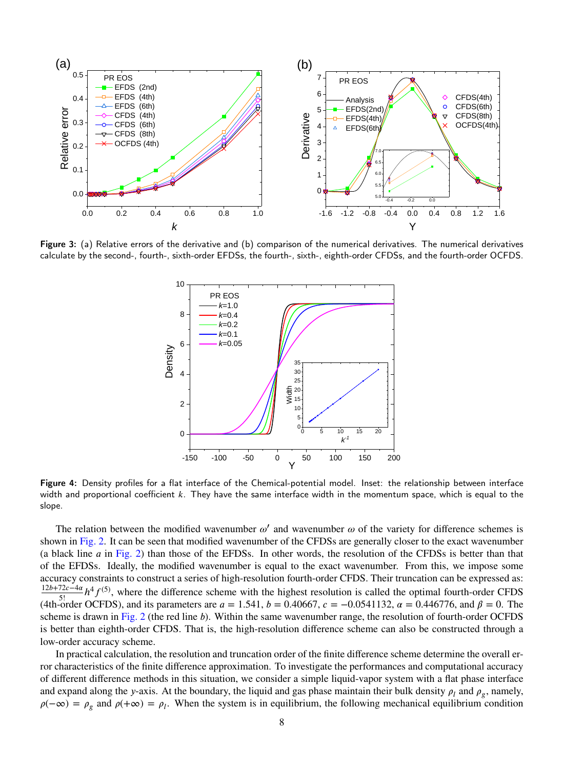**Figure 3:** (a) Relative errors of the derivative and (b) comparison of the numerical derivatives. The numerical derivatives calculate by the second-, fourth-, sixth-order EFDSs, the fourth-, sixth-, eighth-order CFDSs, and the fourth-order OCFDS.

**Figure 4:** Density profiles for a flat interface of the Chemical-potential model. Inset: the relationship between interface width and proportional coefficient $k$. They have the same interface width in the momentum space, which is equal to the slope.

The relation between the modified wavenumber $\omega'$ and wavenumber $\omega$ of the variety for difference schemes is shown in Fig. 2. It can be seen that modified wavenumber of the CFDSs are generally closer to the exact wavenumber (a black line $a$ in Fig. 2) than those of the EFDSs. In other words, the resolution of the CFDSs is better than that of the EFDSs. Ideally, the modified wavenumber is equal to the exact wavenumber. From this, we impose some accuracy constraints to construct a series of high-resolution fourth-order CFDS. Their truncation can be expressed as: $\frac{12b+72c-4\alpha}{5!}h^4 f^{(5)}$, where the difference scheme with the highest resolution is called the optimal fourth-order CFDS (4th-order OCFDS), and its parameters are $a = 1.541$, $b = 0.40667$, $c = -0.0541132$, $\alpha = 0.446776$, and $\beta = 0$. The scheme is drawn in Fig. 2 (the red line $b$). Within the same wavenumber range, the resolution of fourth-order OCFDS is better than eighth-order CFDS. That is, the high-resolution difference scheme can also be constructed through a low-order accuracy scheme.

In practical calculation, the resolution and truncation order of the finite difference scheme determine the overall error characteristics of the finite difference approximation. To investigate the performances and computational accuracy of different difference methods in this situation, we consider a simple liquid-vapor system with a flat phase interface and expand along the $y$-axis. At the boundary, the liquid and gas phase maintain their bulk density $\rho_l$ and $\rho_g$, namely, $\rho(-\infty) = \rho_g$ and $\rho(+\infty) = \rho_l$. When the system is in equilibrium, the following mechanical equilibrium condition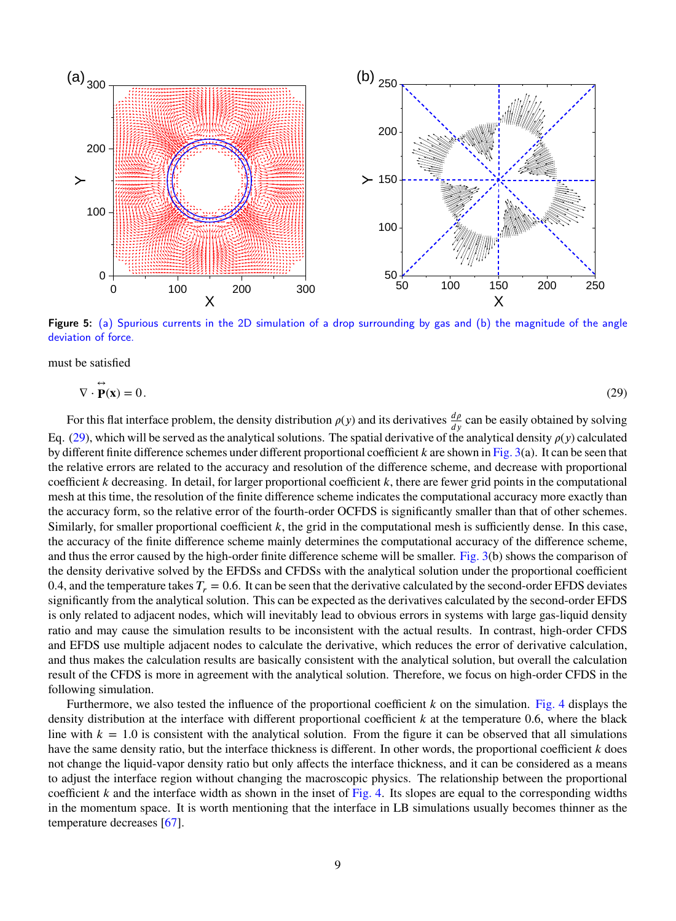Figure 5: (a) Spurious currents in the 2D simulation of a drop surrounding by gas and (b) the magnitude of the angle deviation of force.

must be satisfied

$$\nabla \cdot \overleftrightarrow{\mathbf{P}}(\mathbf{x}) = 0. \tag{29}$$

For this flat interface problem, the density distribution $\rho(y)$ and its derivatives $\frac{d\rho}{dy}$ can be easily obtained by solving Eq. (29), which will be served as the analytical solutions. The spatial derivative of the analytical density $\rho(y)$ calculated by different finite difference schemes under different proportional coefficient $k$ are shown in Fig. 3(a). It can be seen that the relative errors are related to the accuracy and resolution of the difference scheme, and decrease with proportional coefficient $k$ decreasing. In detail, for larger proportional coefficient $k$, there are fewer grid points in the computational mesh at this time, the resolution of the finite difference scheme indicates the computational accuracy more exactly than the accuracy form, so the relative error of the fourth-order OCFDS is significantly smaller than that of other schemes. Similarly, for smaller proportional coefficient $k$, the grid in the computational mesh is sufficiently dense. In this case, the accuracy of the finite difference scheme mainly determines the computational accuracy of the difference scheme, and thus the error caused by the high-order finite difference scheme will be smaller. Fig. 3(b) shows the comparison of the density derivative solved by the EFDSs and CFDSs with the analytical solution under the proportional coefficient 0.4, and the temperature takes $T_r = 0.6$. It can be seen that the derivative calculated by the second-order EFDS deviates significantly from the analytical solution. This can be expected as the derivatives calculated by the second-order EFDS is only related to adjacent nodes, which will inevitably lead to obvious errors in systems with large gas-liquid density ratio and may cause the simulation results to be inconsistent with the actual results. In contrast, high-order CFDS and EFDS use multiple adjacent nodes to calculate the derivative, which reduces the error of derivative calculation, and thus makes the calculation results are basically consistent with the analytical solution, but overall the calculation result of the CFDS is more in agreement with the analytical solution. Therefore, we focus on high-order CFDS in the following simulation.

Furthermore, we also tested the influence of the proportional coefficient $k$ on the simulation. Fig. 4 displays the density distribution at the interface with different proportional coefficient $k$ at the temperature 0.6, where the black line with $k = 1.0$ is consistent with the analytical solution. From the figure it can be observed that all simulations have the same density ratio, but the interface thickness is different. In other words, the proportional coefficient $k$ does not change the liquid-vapor density ratio but only affects the interface thickness, and it can be considered as a means to adjust the interface region without changing the macroscopic physics. The relationship between the proportional coefficient $k$ and the interface width as shown in the inset of Fig. 4. Its slopes are equal to the corresponding widths in the momentum space. It is worth mentioning that the interface in LB simulations usually becomes thinner as the temperature decreases [67].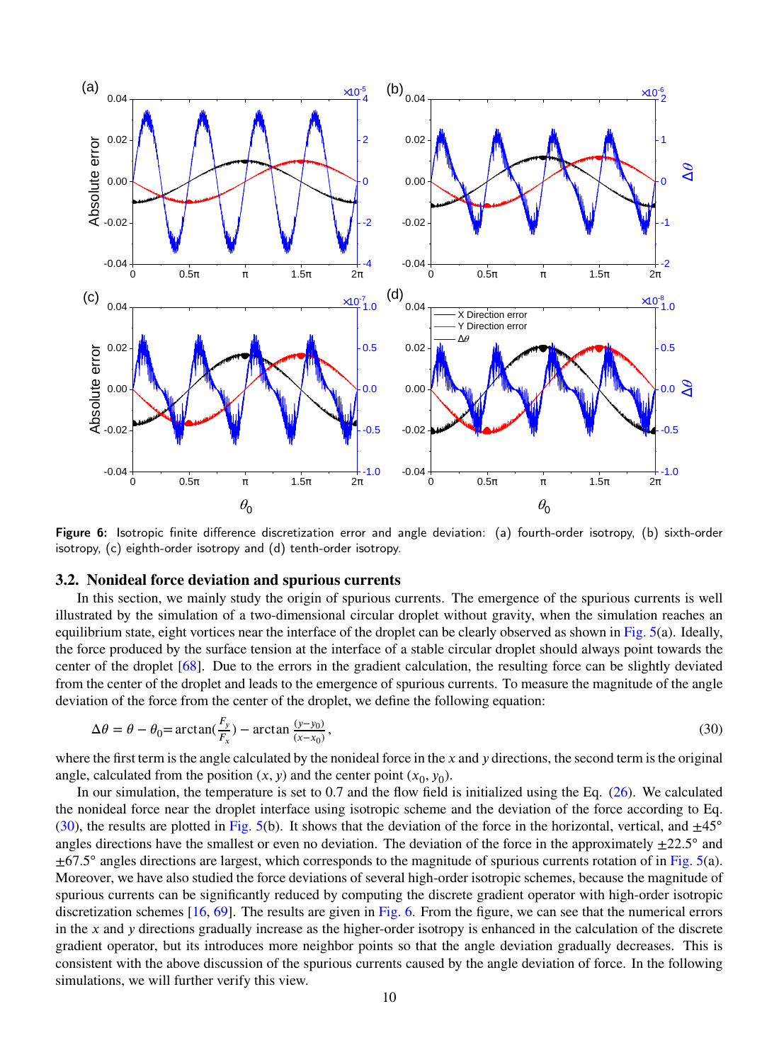Figure 6: Isotropic finite difference discretization error and angle deviation: (a) fourth-order isotropy, (b) sixth-order isotropy, (c) eighth-order isotropy and (d) tenth-order isotropy.

### 3.2. Nonideal force deviation and spurious currents

In this section, we mainly study the origin of spurious currents. The emergence of the spurious currents is well illustrated by the simulation of a two-dimensional circular droplet without gravity, when the simulation reaches an equilibrium state, eight vortices near the interface of the droplet can be clearly observed as shown in Fig. 5(a). Ideally, the force produced by the surface tension at the interface of a stable circular droplet should always point towards the center of the droplet [68]. Due to the errors in the gradient calculation, the resulting force can be slightly deviated from the center of the droplet and leads to the emergence of spurious currents. To measure the magnitude of the angle deviation of the force from the center of the droplet, we define the following equation:

$$\Delta\theta = \theta - \theta_0 = \arctan\left(\frac{F_y}{F_x}\right) - \arctan\frac{(y-y_0)}{(x-x_0)}, \tag{30}$$

where the first term is the angle calculated by the nonideal force in the $x$ and $y$ directions, the second term is the original angle, calculated from the position $(x, y)$ and the center point $(x_0, y_0)$.

In our simulation, the temperature is set to 0.7 and the flow field is initialized using the Eq. (26). We calculated the nonideal force near the droplet interface using isotropic scheme and the deviation of the force according to Eq. (30), the results are plotted in Fig. 5(b). It shows that the deviation of the force in the horizontal, vertical, and ±45° angles directions have the smallest or even no deviation. The deviation of the force in the approximately ±22.5° and ±67.5° angles directions are largest, which corresponds to the magnitude of spurious currents rotation of in Fig. 5(a). Moreover, we have also studied the force deviations of several high-order isotropic schemes, because the magnitude of spurious currents can be significantly reduced by computing the discrete gradient operator with high-order isotropic discretization schemes [16, 69]. The results are given in Fig. 6. From the figure, we can see that the numerical errors in the $x$ and $y$ directions gradually increase as the higher-order isotropy is enhanced in the calculation of the discrete gradient operator, but its introduces more neighbor points so that the angle deviation gradually decreases. This is consistent with the above discussion of the spurious currents caused by the angle deviation of force. In the following simulations, we will further verify this view.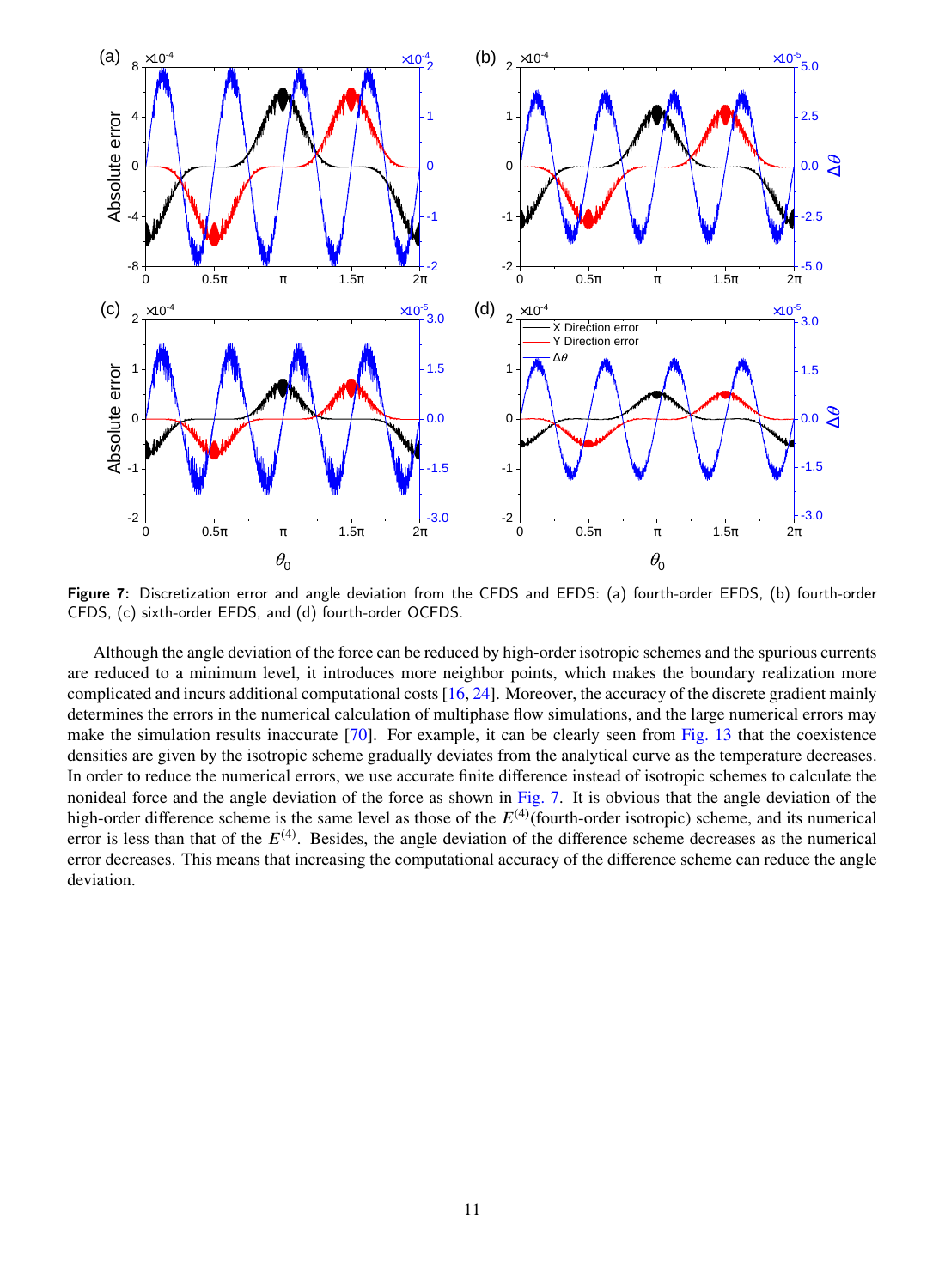Figure 7: Discretization error and angle deviation from the CFDS and EFDS: (a) fourth-order EFDS, (b) fourth-order CFDS, (c) sixth-order EFDS, and (d) fourth-order OCFDS.

Although the angle deviation of the force can be reduced by high-order isotropic schemes and the spurious currents are reduced to a minimum level, it introduces more neighbor points, which makes the boundary realization more complicated and incurs additional computational costs [16, 24]. Moreover, the accuracy of the discrete gradient mainly determines the errors in the numerical calculation of multiphase flow simulations, and the large numerical errors may make the simulation results inaccurate [70]. For example, it can be clearly seen from Fig. 13 that the coexistence densities are given by the isotropic scheme gradually deviates from the analytical curve as the temperature decreases. In order to reduce the numerical errors, we use accurate finite difference instead of isotropic schemes to calculate the nonideal force and the angle deviation of the force as shown in Fig. 7. It is obvious that the angle deviation of the high-order difference scheme is the same level as those of the $E^{(4)}$(fourth-order isotropic) scheme, and its numerical error is less than that of the $E^{(4)}$. Besides, the angle deviation of the difference scheme decreases as the numerical error decreases. This means that increasing the computational accuracy of the difference scheme can reduce the angle deviation.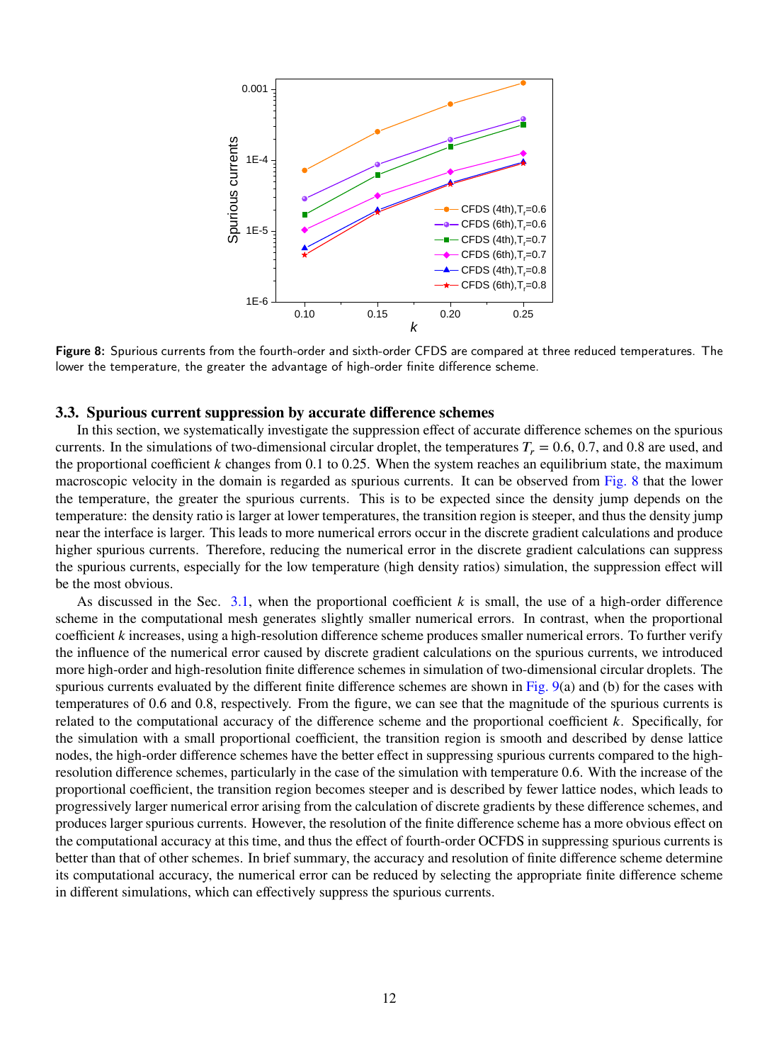Figure 8: Spurious currents from the fourth-order and sixth-order CFDS are compared at three reduced temperatures. The lower the temperature, the greater the advantage of high-order finite difference scheme.

### 3.3. Spurious current suppression by accurate difference schemes

In this section, we systematically investigate the suppression effect of accurate difference schemes on the spurious currents. In the simulations of two-dimensional circular droplet, the temperatures $T_r = 0.6$, 0.7, and 0.8 are used, and the proportional coefficient $k$ changes from 0.1 to 0.25. When the system reaches an equilibrium state, the maximum macroscopic velocity in the domain is regarded as spurious currents. It can be observed from Fig. 8 that the lower the temperature, the greater the spurious currents. This is to be expected since the density jump depends on the temperature: the density ratio is larger at lower temperatures, the transition region is steeper, and thus the density jump near the interface is larger. This leads to more numerical errors occur in the discrete gradient calculations and produce higher spurious currents. Therefore, reducing the numerical error in the discrete gradient calculations can suppress the spurious currents, especially for the low temperature (high density ratios) simulation, the suppression effect will be the most obvious.

As discussed in the Sec. 3.1, when the proportional coefficient $k$ is small, the use of a high-order difference scheme in the computational mesh generates slightly smaller numerical errors. In contrast, when the proportional coefficient $k$ increases, using a high-resolution difference scheme produces smaller numerical errors. To further verify the influence of the numerical error caused by discrete gradient calculations on the spurious currents, we introduced more high-order and high-resolution finite difference schemes in simulation of two-dimensional circular droplets. The spurious currents evaluated by the different finite difference schemes are shown in Fig. 9(a) and (b) for the cases with temperatures of 0.6 and 0.8, respectively. From the figure, we can see that the magnitude of the spurious currents is related to the computational accuracy of the difference scheme and the proportional coefficient $k$. Specifically, for the simulation with a small proportional coefficient, the transition region is smooth and described by dense lattice nodes, the high-order difference schemes have the better effect in suppressing spurious currents compared to the high-resolution difference schemes, particularly in the case of the simulation with temperature 0.6. With the increase of the proportional coefficient, the transition region becomes steeper and is described by fewer lattice nodes, which leads to progressively larger numerical error arising from the calculation of discrete gradients by these difference schemes, and produces larger spurious currents. However, the resolution of the finite difference scheme has a more obvious effect on the computational accuracy at this time, and thus the effect of fourth-order OCFDS in suppressing spurious currents is better than that of other schemes. In brief summary, the accuracy and resolution of finite difference scheme determine its computational accuracy, the numerical error can be reduced by selecting the appropriate finite difference scheme in different simulations, which can effectively suppress the spurious currents.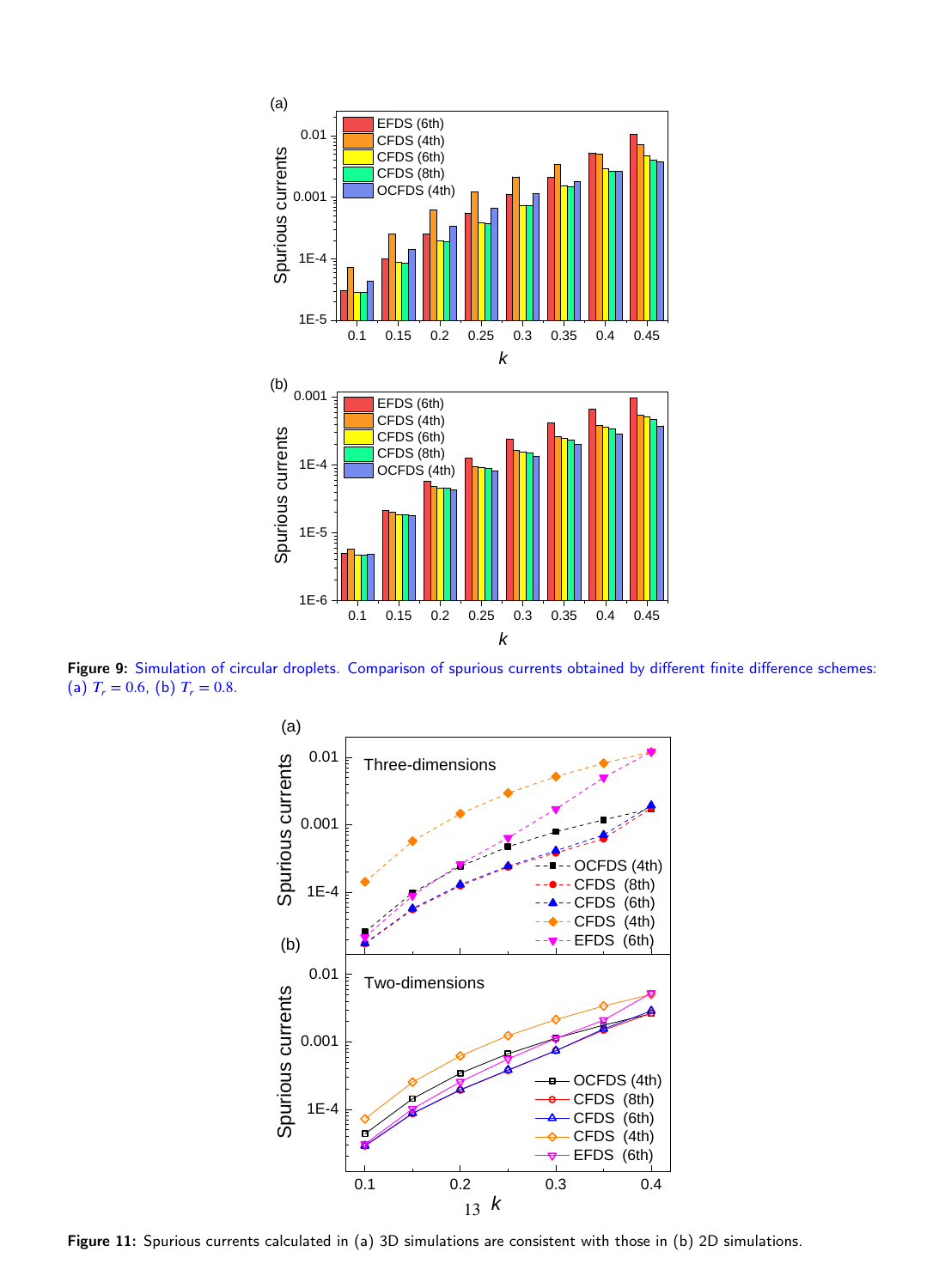**Figure 9:** Simulation of circular droplets. Comparison of spurious currents obtained by different finite difference schemes: (a) $T_r = 0.6$, (b) $T_r = 0.8$.

**Figure 11:** Spurious currents calculated in (a) 3D simulations are consistent with those in (b) 2D simulations.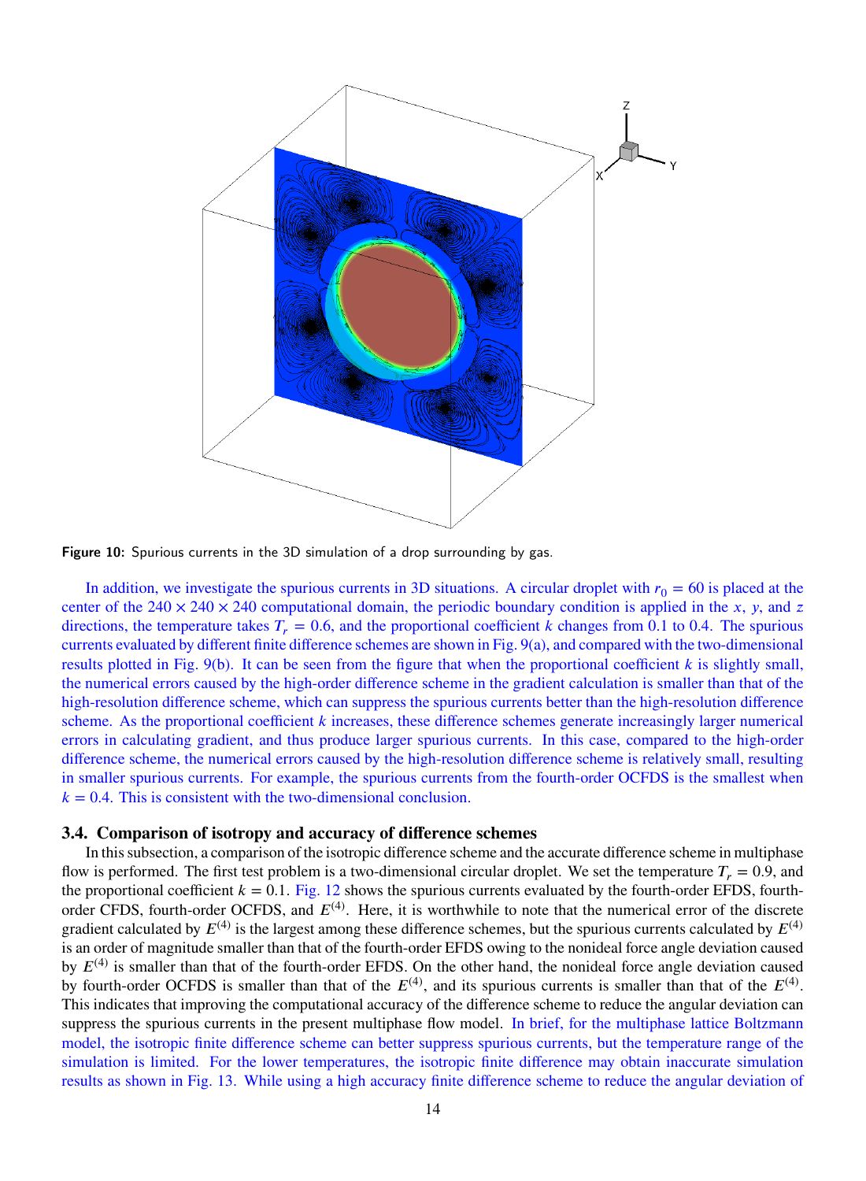Figure 10: Spurious currents in the 3D simulation of a drop surrounding by gas.

In addition, we investigate the spurious currents in 3D situations. A circular droplet with $r_0 = 60$ is placed at the center of the $240 \times 240 \times 240$ computational domain, the periodic boundary condition is applied in the $x$, $y$, and $z$ directions, the temperature takes $T_r = 0.6$, and the proportional coefficient $k$ changes from 0.1 to 0.4. The spurious currents evaluated by different finite difference schemes are shown in Fig. 9(a), and compared with the two-dimensional results plotted in Fig. 9(b). It can be seen from the figure that when the proportional coefficient $k$ is slightly small, the numerical errors caused by the high-order difference scheme in the gradient calculation is smaller than that of the high-resolution difference scheme, which can suppress the spurious currents better than the high-resolution difference scheme. As the proportional coefficient $k$ increases, these difference schemes generate increasingly larger numerical errors in calculating gradient, and thus produce larger spurious currents. In this case, compared to the high-order difference scheme, the numerical errors caused by the high-resolution difference scheme is relatively small, resulting in smaller spurious currents. For example, the spurious currents from the fourth-order OCFDS is the smallest when $k = 0.4$. This is consistent with the two-dimensional conclusion.

### 3.4. Comparison of isotropy and accuracy of difference schemes

In this subsection, a comparison of the isotropic difference scheme and the accurate difference scheme in multiphase flow is performed. The first test problem is a two-dimensional circular droplet. We set the temperature $T_r = 0.9$, and the proportional coefficient $k = 0.1$. Fig. 12 shows the spurious currents evaluated by the fourth-order EFDS, fourth-order CFDS, fourth-order OCFDS, and $E^{(4)}$. Here, it is worthwhile to note that the numerical error of the discrete gradient calculated by $E^{(4)}$ is the largest among these difference schemes, but the spurious currents calculated by $E^{(4)}$ is an order of magnitude smaller than that of the fourth-order EFDS owing to the nonideal force angle deviation caused by $E^{(4)}$ is smaller than that of the fourth-order EFDS. On the other hand, the nonideal force angle deviation caused by fourth-order OCFDS is smaller than that of the $E^{(4)}$, and its spurious currents is smaller than that of the $E^{(4)}$. This indicates that improving the computational accuracy of the difference scheme to reduce the angular deviation can suppress the spurious currents in the present multiphase flow model. In brief, for the multiphase lattice Boltzmann model, the isotropic finite difference scheme can better suppress spurious currents, but the temperature range of the simulation is limited. For the lower temperatures, the isotropic finite difference may obtain inaccurate simulation results as shown in Fig. 13. While using a high accuracy finite difference scheme to reduce the angular deviation of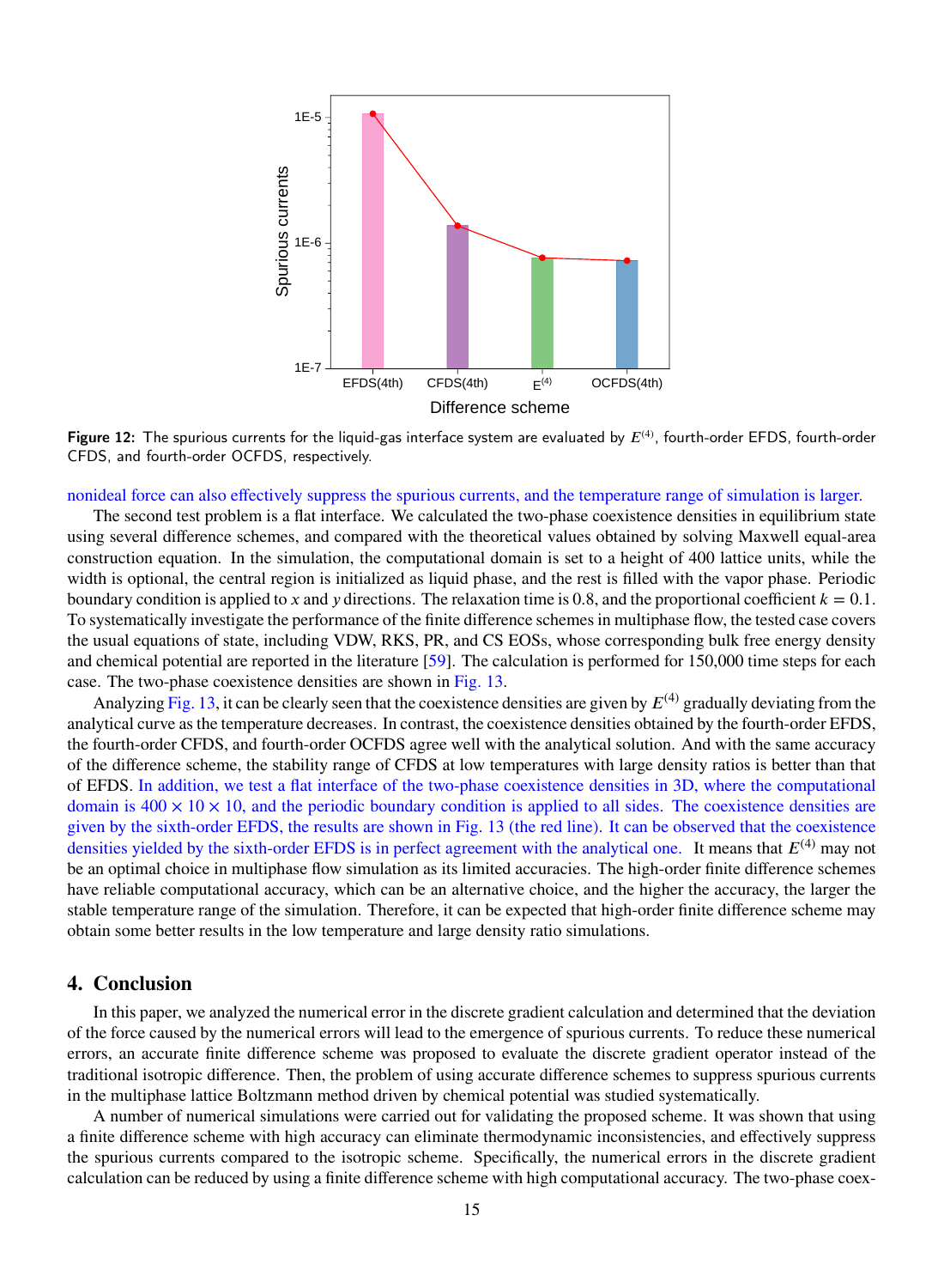Figure 12: The spurious currents for the liquid-gas interface system are evaluated by $E^{(4)}$, fourth-order EFDS, fourth-order CFDS, and fourth-order OCFDS, respectively.

nonideal force can also effectively suppress the spurious currents, and the temperature range of simulation is larger.

The second test problem is a flat interface. We calculated the two-phase coexistence densities in equilibrium state using several difference schemes, and compared with the theoretical values obtained by solving Maxwell equal-area construction equation. In the simulation, the computational domain is set to a height of 400 lattice units, while the width is optional, the central region is initialized as liquid phase, and the rest is filled with the vapor phase. Periodic boundary condition is applied to $x$ and $y$ directions. The relaxation time is 0.8, and the proportional coefficient $k = 0.1$. To systematically investigate the performance of the finite difference schemes in multiphase flow, the tested case covers the usual equations of state, including VDW, RKS, PR, and CS EOSs, whose corresponding bulk free energy density and chemical potential are reported in the literature [59]. The calculation is performed for 150,000 time steps for each case. The two-phase coexistence densities are shown in Fig. 13.

Analyzing Fig. 13, it can be clearly seen that the coexistence densities are given by $E^{(4)}$ gradually deviating from the analytical curve as the temperature decreases. In contrast, the coexistence densities obtained by the fourth-order EFDS, the fourth-order CFDS, and fourth-order OCFDS agree well with the analytical solution. And with the same accuracy of the difference scheme, the stability range of CFDS at low temperatures with large density ratios is better than that of EFDS. In addition, we test a flat interface of the two-phase coexistence densities in 3D, where the computational domain is $400 \times 10 \times 10$, and the periodic boundary condition is applied to all sides. The coexistence densities are given by the sixth-order EFDS, the results are shown in Fig. 13 (the red line). It can be observed that the coexistence densities yielded by the sixth-order EFDS is in perfect agreement with the analytical one. It means that $E^{(4)}$ may not be an optimal choice in multiphase flow simulation as its limited accuracies. The high-order finite difference schemes have reliable computational accuracy, which can be an alternative choice, and the higher the accuracy, the larger the stable temperature range of the simulation. Therefore, it can be expected that high-order finite difference scheme may obtain some better results in the low temperature and large density ratio simulations.

## 4. Conclusion

In this paper, we analyzed the numerical error in the discrete gradient calculation and determined that the deviation of the force caused by the numerical errors will lead to the emergence of spurious currents. To reduce these numerical errors, an accurate finite difference scheme was proposed to evaluate the discrete gradient operator instead of the traditional isotropic difference. Then, the problem of using accurate difference schemes to suppress spurious currents in the multiphase lattice Boltzmann method driven by chemical potential was studied systematically.

A number of numerical simulations were carried out for validating the proposed scheme. It was shown that using a finite difference scheme with high accuracy can eliminate thermodynamic inconsistencies, and effectively suppress the spurious currents compared to the isotropic scheme. Specifically, the numerical errors in the discrete gradient calculation can be reduced by using a finite difference scheme with high computational accuracy. The two-phase coex-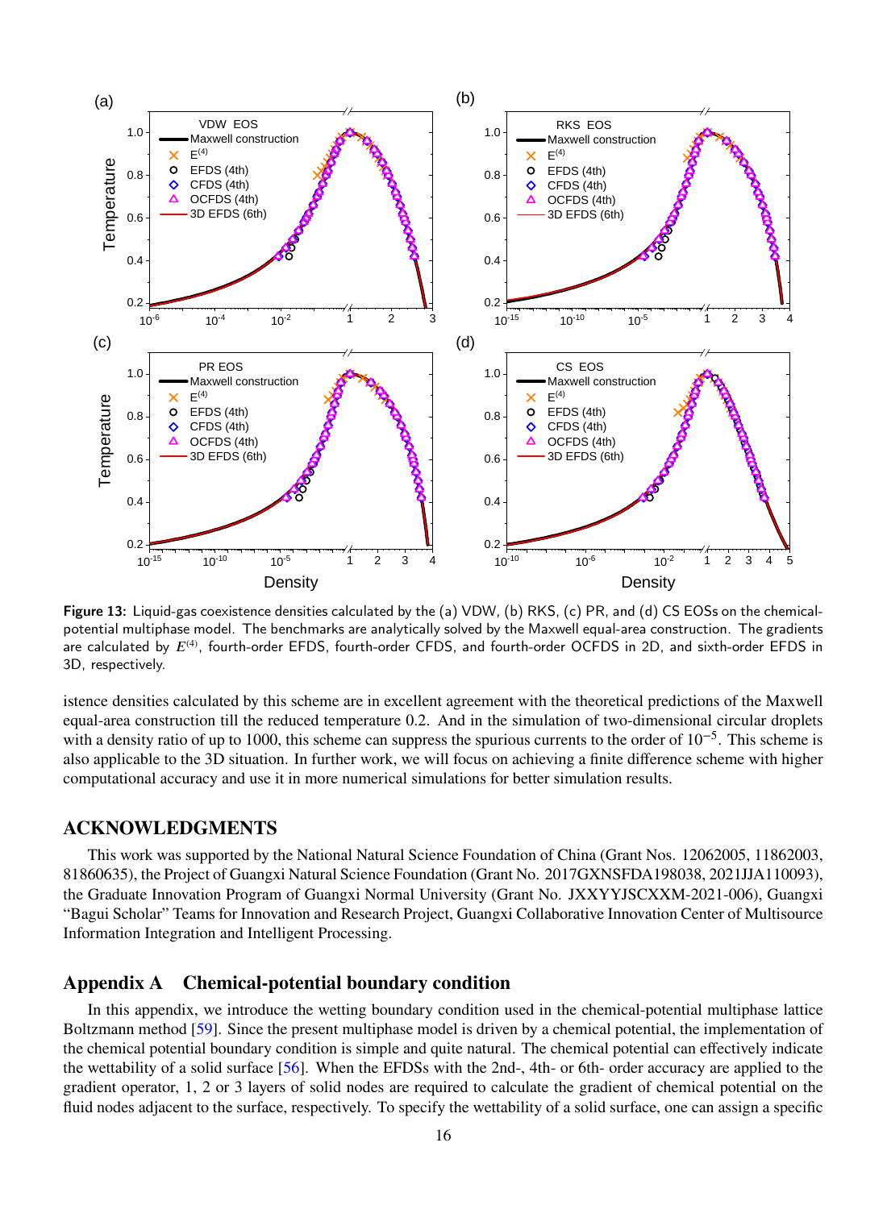**Figure 13:** Liquid-gas coexistence densities calculated by the (a) VDW, (b) RKS, (c) PR, and (d) CS EOSs on the chemical-potential multiphase model. The benchmarks are analytically solved by the Maxwell equal-area construction. The gradients are calculated by $E^{(4)}$, fourth-order EFDS, fourth-order CFDS, and fourth-order OCFDS in 2D, and sixth-order EFDS in 3D, respectively.

istence densities calculated by this scheme are in excellent agreement with the theoretical predictions of the Maxwell equal-area construction till the reduced temperature 0.2. And in the simulation of two-dimensional circular droplets with a density ratio of up to 1000, this scheme can suppress the spurious currents to the order of $10^{-5}$. This scheme is also applicable to the 3D situation. In further work, we will focus on achieving a finite difference scheme with higher computational accuracy and use it in more numerical simulations for better simulation results.

## ACKNOWLEDGMENTS

This work was supported by the National Natural Science Foundation of China (Grant Nos. 12062005, 11862003, 81860635), the Project of Guangxi Natural Science Foundation (Grant No. 2017GXNSFDA198038, 2021JJA110093), the Graduate Innovation Program of Guangxi Normal University (Grant No. JXXYYJSCXXM-2021-006), Guangxi "Bagui Scholar" Teams for Innovation and Research Project, Guangxi Collaborative Innovation Center of Multisource Information Integration and Intelligent Processing.

## Appendix A Chemical-potential boundary condition

In this appendix, we introduce the wetting boundary condition used in the chemical-potential multiphase lattice Boltzmann method [59]. Since the present multiphase model is driven by a chemical potential, the implementation of the chemical potential boundary condition is simple and quite natural. The chemical potential can effectively indicate the wettability of a solid surface [56]. When the EFDSs with the 2nd-, 4th- or 6th- order accuracy are applied to the gradient operator, 1, 2 or 3 layers of solid nodes are required to calculate the gradient of chemical potential on the fluid nodes adjacent to the surface, respectively. To specify the wettability of a solid surface, one can assign a specific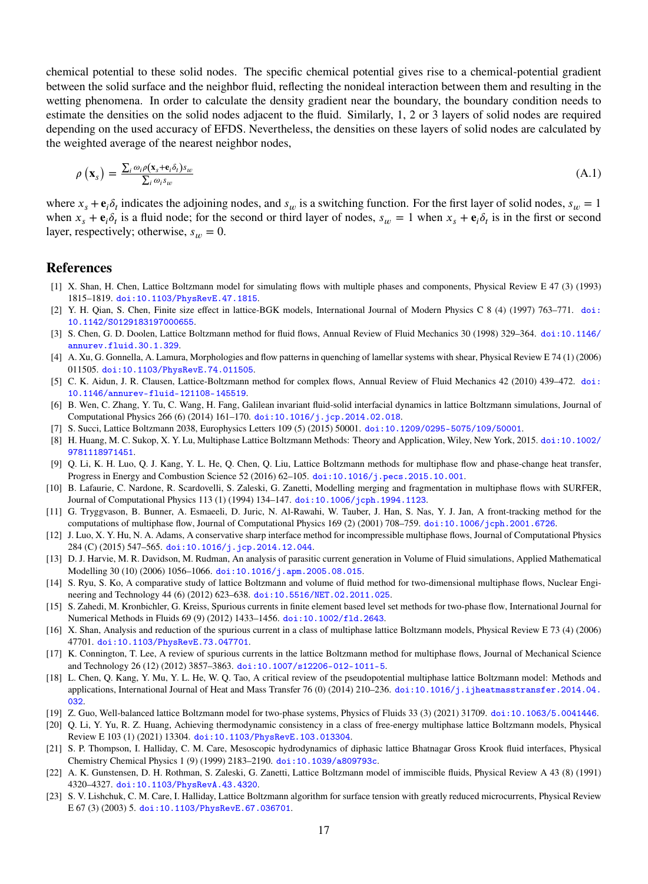chemical potential to these solid nodes. The specific chemical potential gives rise to a chemical-potential gradient between the solid surface and the neighbor fluid, reflecting the nonideal interaction between them and resulting in the wetting phenomena. In order to calculate the density gradient near the boundary, the boundary condition needs to estimate the densities on the solid nodes adjacent to the fluid. Similarly, 1, 2 or 3 layers of solid nodes are required depending on the used accuracy of EFDS. Nevertheless, the densities on these layers of solid nodes are calculated by the weighted average of the nearest neighbor nodes,

$$\rho\left(\mathbf{x}_s\right) = \frac{\sum_i \omega_i \rho(\mathbf{x}_s+\mathbf{e}_i\delta_t)s_w}{\sum_i \omega_i s_w} \tag{A.1}$$

where $x_s + \mathbf{e}_i\delta_t$ indicates the adjoining nodes, and $s_w$ is a switching function. For the first layer of solid nodes, $s_w = 1$ when $x_s + \mathbf{e}_i\delta_t$ is a fluid node; for the second or third layer of nodes, $s_w = 1$ when $x_s + \mathbf{e}_i\delta_t$ is in the first or second layer, respectively; otherwise, $s_w = 0$.

## References

[1] X. Shan, H. Chen, Lattice Boltzmann model for simulating flows with multiple phases and components, Physical Review E 47 (3) (1993) 1815–1819. doi:10.1103/PhysRevE.47.1815.

[2] Y. H. Qian, S. Chen, Finite size effect in lattice-BGK models, International Journal of Modern Physics C 8 (4) (1997) 763–771. doi:10.1142/S0129183197000655.

[3] S. Chen, G. D. Doolen, Lattice Boltzmann method for fluid flows, Annual Review of Fluid Mechanics 30 (1998) 329–364. doi:10.1146/annurev.fluid.30.1.329.

[4] A. Xu, G. Gonnella, A. Lamura, Morphologies and flow patterns in quenching of lamellar systems with shear, Physical Review E 74 (1) (2006) 011505. doi:10.1103/PhysRevE.74.011505.

[5] C. K. Aidun, J. R. Clausen, Lattice-Boltzmann method for complex flows, Annual Review of Fluid Mechanics 42 (2010) 439–472. doi:10.1146/annurev-fluid-121108-145519.

[6] B. Wen, C. Zhang, Y. Tu, C. Wang, H. Fang, Galilean invariant fluid-solid interfacial dynamics in lattice Boltzmann simulations, Journal of Computational Physics 266 (6) (2014) 161–170. doi:10.1016/j.jcp.2014.02.018.

[7] S. Succi, Lattice Boltzmann 2038, Europhysics Letters 109 (5) (2015) 50001. doi:10.1209/0295-5075/109/50001.

[8] H. Huang, M. C. Sukop, X. Y. Lu, Multiphase Lattice Boltzmann Methods: Theory and Application, Wiley, New York, 2015. doi:10.1002/9781118971451.

[9] Q. Li, K. H. Luo, Q. J. Kang, Y. L. He, Q. Chen, Q. Liu, Lattice Boltzmann methods for multiphase flow and phase-change heat transfer, Progress in Energy and Combustion Science 52 (2016) 62–105. doi:10.1016/j.pecs.2015.10.001.

[10] B. Lafaurie, C. Nardone, R. Scardovelli, S. Zaleski, G. Zanetti, Modelling merging and fragmentation in multiphase flows with SURFER, Journal of Computational Physics 113 (1) (1994) 134–147. doi:10.1006/jcph.1994.1123.

[11] G. Tryggvason, B. Bunner, A. Esmaeeli, D. Juric, N. Al-Rawahi, W. Tauber, J. Han, S. Nas, Y. J. Jan, A front-tracking method for the computations of multiphase flow, Journal of Computational Physics 169 (2) (2001) 708–759. doi:10.1006/jcph.2001.6726.

[12] J. Luo, X. Y. Hu, N. A. Adams, A conservative sharp interface method for incompressible multiphase flows, Journal of Computational Physics 284 (C) (2015) 547–565. doi:10.1016/j.jcp.2014.12.044.

[13] D. J. Harvie, M. R. Davidson, M. Rudman, An analysis of parasitic current generation in Volume of Fluid simulations, Applied Mathematical Modelling 30 (10) (2006) 1056–1066. doi:10.1016/j.apm.2005.08.015.

[14] S. Ryu, S. Ko, A comparative study of lattice Boltzmann and volume of fluid method for two-dimensional multiphase flows, Nuclear Engineering and Technology 44 (6) (2012) 623–638. doi:10.5516/NET.02.2011.025.

[15] S. Zahedi, M. Kronbichler, G. Kreiss, Spurious currents in finite element based level set methods for two-phase flow, International Journal for Numerical Methods in Fluids 69 (9) (2012) 1433–1456. doi:10.1002/fld.2643.

[16] X. Shan, Analysis and reduction of the spurious current in a class of multiphase lattice Boltzmann models, Physical Review E 73 (4) (2006) 47701. doi:10.1103/PhysRevE.73.047701.

[17] K. Connington, T. Lee, A review of spurious currents in the lattice Boltzmann method for multiphase flows, Journal of Mechanical Science and Technology 26 (12) (2012) 3857–3863. doi:10.1007/s12206-012-1011-5.

[18] L. Chen, Q. Kang, Y. Mu, Y. L. He, W. Q. Tao, A critical review of the pseudopotential multiphase lattice Boltzmann model: Methods and applications, International Journal of Heat and Mass Transfer 76 (0) (2014) 210–236. doi:10.1016/j.ijheatmasstransfer.2014.04.032.

[19] Z. Guo, Well-balanced lattice Boltzmann model for two-phase systems, Physics of Fluids 33 (3) (2021) 31709. doi:10.1063/5.0041446.

[20] Q. Li, Y. Yu, R. Z. Huang, Achieving thermodynamic consistency in a class of free-energy multiphase lattice Boltzmann models, Physical Review E 103 (1) (2021) 13304. doi:10.1103/PhysRevE.103.013304.

[21] S. P. Thompson, I. Halliday, C. M. Care, Mesoscopic hydrodynamics of diphasic lattice Bhatnagar Gross Krook fluid interfaces, Physical Chemistry Chemical Physics 1 (9) (1999) 2183–2190. doi:10.1039/a809793c.

[22] A. K. Gunstensen, D. H. Rothman, S. Zaleski, G. Zanetti, Lattice Boltzmann model of immiscible fluids, Physical Review A 43 (8) (1991) 4320–4327. doi:10.1103/PhysRevA.43.4320.

[23] S. V. Lishchuk, C. M. Care, I. Halliday, Lattice Boltzmann algorithm for surface tension with greatly reduced microcurrents, Physical Review E 67 (3) (2003) 5. doi:10.1103/PhysRevE.67.036701.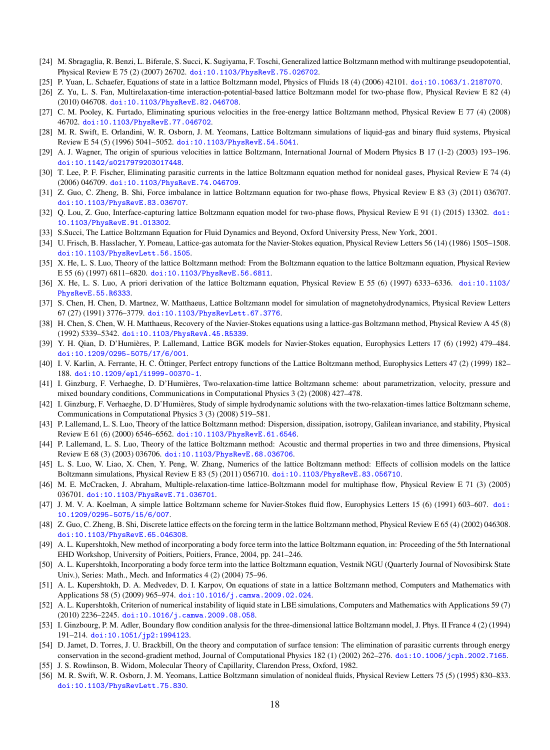[24] M. Sbragaglia, R. Benzi, L. Biferale, S. Succi, K. Sugiyama, F. Toschi, Generalized lattice Boltzmann method with multirange pseudopotential, Physical Review E 75 (2) (2007) 26702. doi:10.1103/PhysRevE.75.026702.

[25] P. Yuan, L. Schaefer, Equations of state in a lattice Boltzmann model, Physics of Fluids 18 (4) (2006) 42101. doi:10.1063/1.2187070.

[26] Z. Yu, L. S. Fan, Multirelaxation-time interaction-potential-based lattice Boltzmann model for two-phase flow, Physical Review E 82 (4) (2010) 046708. doi:10.1103/PhysRevE.82.046708.

[27] C. M. Pooley, K. Furtado, Eliminating spurious velocities in the free-energy lattice Boltzmann method, Physical Review E 77 (4) (2008) 46702. doi:10.1103/PhysRevE.77.046702.

[28] M. R. Swift, E. Orlandini, W. R. Osborn, J. M. Yeomans, Lattice Boltzmann simulations of liquid-gas and binary fluid systems, Physical Review E 54 (5) (1996) 5041–5052. doi:10.1103/PhysRevE.54.5041.

[29] A. J. Wagner, The origin of spurious velocities in lattice Boltzmann, International Journal of Modern Physics B 17 (1-2) (2003) 193–196. doi:10.1142/s0217979203017448.

[30] T. Lee, P. F. Fischer, Eliminating parasitic currents in the lattice Boltzmann equation method for nonideal gases, Physical Review E 74 (4) (2006) 046709. doi:10.1103/PhysRevE.74.046709.

[31] Z. Guo, C. Zheng, B. Shi, Force imbalance in lattice Boltzmann equation for two-phase flows, Physical Review E 83 (3) (2011) 036707. doi:10.1103/PhysRevE.83.036707.

[32] Q. Lou, Z. Guo, Interface-capturing lattice Boltzmann equation model for two-phase flows, Physical Review E 91 (1) (2015) 13302. doi:10.1103/PhysRevE.91.013302.

[33] S.Succi, The Lattice Boltzmann Equation for Fluid Dynamics and Beyond, Oxford University Press, New York, 2001.

[34] U. Frisch, B. Hasslacher, Y. Pomeau, Lattice-gas automata for the Navier-Stokes equation, Physical Review Letters 56 (14) (1986) 1505–1508. doi:10.1103/PhysRevLett.56.1505.

[35] X. He, L. S. Luo, Theory of the lattice Boltzmann method: From the Boltzmann equation to the lattice Boltzmann equation, Physical Review E 55 (6) (1997) 6811–6820. doi:10.1103/PhysRevE.56.6811.

[36] X. He, L. S. Luo, A priori derivation of the lattice Boltzmann equation, Physical Review E 55 (6) (1997) 6333–6336. doi:10.1103/PhysRevE.55.R6333.

[37] S. Chen, H. Chen, D. Martnez, W. Matthaeus, Lattice Boltzmann model for simulation of magnetohydrodynamics, Physical Review Letters 67 (27) (1991) 3776–3779. doi:10.1103/PhysRevLett.67.3776.

[38] H. Chen, S. Chen, W. H. Matthaeus, Recovery of the Navier-Stokes equations using a lattice-gas Boltzmann method, Physical Review A 45 (8) (1992) 5339–5342. doi:10.1103/PhysRevA.45.R5339.

[39] Y. H. Qian, D. D'Humières, P. Lallemand, Lattice BGK models for Navier-Stokes equation, Europhysics Letters 17 (6) (1992) 479–484. doi:10.1209/0295-5075/17/6/001.

[40] I. V. Karlin, A. Ferrante, H. C. Öttinger, Perfect entropy functions of the Lattice Boltzmann method, Europhysics Letters 47 (2) (1999) 182–188. doi:10.1209/epl/i1999-00370-1.

[41] I. Ginzburg, F. Verhaeghe, D. D'Humières, Two-relaxation-time lattice Boltzmann scheme: about parametrization, velocity, pressure and mixed boundary conditions, Communications in Computational Physics 3 (2) (2008) 427–478.

[42] I. Ginzburg, F. Verhaeghe, D. D'Humières, Study of simple hydrodynamic solutions with the two-relaxation-times lattice Boltzmann scheme, Communications in Computational Physics 3 (3) (2008) 519–581.

[43] P. Lallemand, L. S. Luo, Theory of the lattice Boltzmann method: Dispersion, dissipation, isotropy, Galilean invariance, and stability, Physical Review E 61 (6) (2000) 6546–6562. doi:10.1103/PhysRevE.61.6546.

[44] P. Lallemand, L. S. Luo, Theory of the lattice Boltzmann method: Acoustic and thermal properties in two and three dimensions, Physical Review E 68 (3) (2003) 036706. doi:10.1103/PhysRevE.68.036706.

[45] L. S. Luo, W. Liao, X. Chen, Y. Peng, W. Zhang, Numerics of the lattice Boltzmann method: Effects of collision models on the lattice Boltzmann simulations, Physical Review E 83 (5) (2011) 056710. doi:10.1103/PhysRevE.83.056710.

[46] M. E. McCracken, J. Abraham, Multiple-relaxation-time lattice-Boltzmann model for multiphase flow, Physical Review E 71 (3) (2005) 036701. doi:10.1103/PhysRevE.71.036701.

[47] J. M. V. A. Koelman, A simple lattice Boltzmann scheme for Navier-Stokes fluid flow, Europhysics Letters 15 (6) (1991) 603–607. doi:10.1209/0295-5075/15/6/007.

[48] Z. Guo, C. Zheng, B. Shi, Discrete lattice effects on the forcing term in the lattice Boltzmann method, Physical Review E 65 (4) (2002) 046308. doi:10.1103/PhysRevE.65.046308.

[49] A. L. Kupershtokh, New method of incorporating a body force term into the lattice Boltzmann equation, in: Proceeding of the 5th International EHD Workshop, University of Poitiers, Poitiers, France, 2004, pp. 241–246.

[50] A. L. Kupershtokh, Incorporating a body force term into the lattice Boltzmann equation, Vestnik NGU (Quarterly Journal of Novosibirsk State Univ.), Series: Math., Mech. and Informatics 4 (2) (2004) 75–96.

[51] A. L. Kupershtokh, D. A. Medvedev, D. I. Karpov, On equations of state in a lattice Boltzmann method, Computers and Mathematics with Applications 58 (5) (2009) 965–974. doi:10.1016/j.camwa.2009.02.024.

[52] A. L. Kupershtokh, Criterion of numerical instability of liquid state in LBE simulations, Computers and Mathematics with Applications 59 (7) (2010) 2236–2245. doi:10.1016/j.camwa.2009.08.058.

[53] I. Ginzbourg, P. M. Adler, Boundary flow condition analysis for the three-dimensional lattice Boltzmann model, J. Phys. II France 4 (2) (1994) 191–214. doi:10.1051/jp2:1994123.

[54] D. Jamet, D. Torres, J. U. Brackbill, On the theory and computation of surface tension: The elimination of parasitic currents through energy conservation in the second-gradient method, Journal of Computational Physics 182 (1) (2002) 262–276. doi:10.1006/jcph.2002.7165.

[55] J. S. Rowlinson, B. Widom, Molecular Theory of Capillarity, Clarendon Press, Oxford, 1982.

[56] M. R. Swift, W. R. Osborn, J. M. Yeomans, Lattice Boltzmann simulation of nonideal fluids, Physical Review Letters 75 (5) (1995) 830–833. doi:10.1103/PhysRevLett.75.830.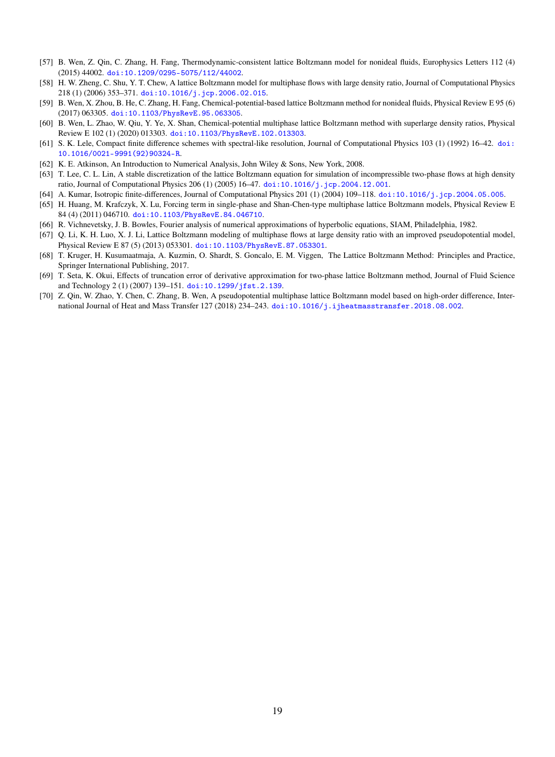[57] B. Wen, Z. Qin, C. Zhang, H. Fang, Thermodynamic-consistent lattice Boltzmann model for nonideal fluids, Europhysics Letters 112 (4) (2015) 44002. doi:10.1209/0295-5075/112/44002.

[58] H. W. Zheng, C. Shu, Y. T. Chew, A lattice Boltzmann model for multiphase flows with large density ratio, Journal of Computational Physics 218 (1) (2006) 353–371. doi:10.1016/j.jcp.2006.02.015.

[59] B. Wen, X. Zhou, B. He, C. Zhang, H. Fang, Chemical-potential-based lattice Boltzmann method for nonideal fluids, Physical Review E 95 (6) (2017) 063305. doi:10.1103/PhysRevE.95.063305.

[60] B. Wen, L. Zhao, W. Qiu, Y. Ye, X. Shan, Chemical-potential multiphase lattice Boltzmann method with superlarge density ratios, Physical Review E 102 (1) (2020) 013303. doi:10.1103/PhysRevE.102.013303.

[61] S. K. Lele, Compact finite difference schemes with spectral-like resolution, Journal of Computational Physics 103 (1) (1992) 16–42. doi:10.1016/0021-9991(92)90324-R.

[62] K. E. Atkinson, An Introduction to Numerical Analysis, John Wiley & Sons, New York, 2008.

[63] T. Lee, C. L. Lin, A stable discretization of the lattice Boltzmann equation for simulation of incompressible two-phase flows at high density ratio, Journal of Computational Physics 206 (1) (2005) 16–47. doi:10.1016/j.jcp.2004.12.001.

[64] A. Kumar, Isotropic finite-differences, Journal of Computational Physics 201 (1) (2004) 109–118. doi:10.1016/j.jcp.2004.05.005.

[65] H. Huang, M. Krafczyk, X. Lu, Forcing term in single-phase and Shan-Chen-type multiphase lattice Boltzmann models, Physical Review E 84 (4) (2011) 046710. doi:10.1103/PhysRevE.84.046710.

[66] R. Vichnevetsky, J. B. Bowles, Fourier analysis of numerical approximations of hyperbolic equations, SIAM, Philadelphia, 1982.

[67] Q. Li, K. H. Luo, X. J. Li, Lattice Boltzmann modeling of multiphase flows at large density ratio with an improved pseudopotential model, Physical Review E 87 (5) (2013) 053301. doi:10.1103/PhysRevE.87.053301.

[68] T. Kruger, H. Kusumaatmaja, A. Kuzmin, O. Shardt, S. Goncalo, E. M. Viggen, The Lattice Boltzmann Method: Principles and Practice, Springer International Publishing, 2017.

[69] T. Seta, K. Okui, Effects of truncation error of derivative approximation for two-phase lattice Boltzmann method, Journal of Fluid Science and Technology 2 (1) (2007) 139–151. doi:10.1299/jfst.2.139.

[70] Z. Qin, W. Zhao, Y. Chen, C. Zhang, B. Wen, A pseudopotential multiphase lattice Boltzmann model based on high-order difference, International Journal of Heat and Mass Transfer 127 (2018) 234–243. doi:10.1016/j.ijheatmasstransfer.2018.08.002.